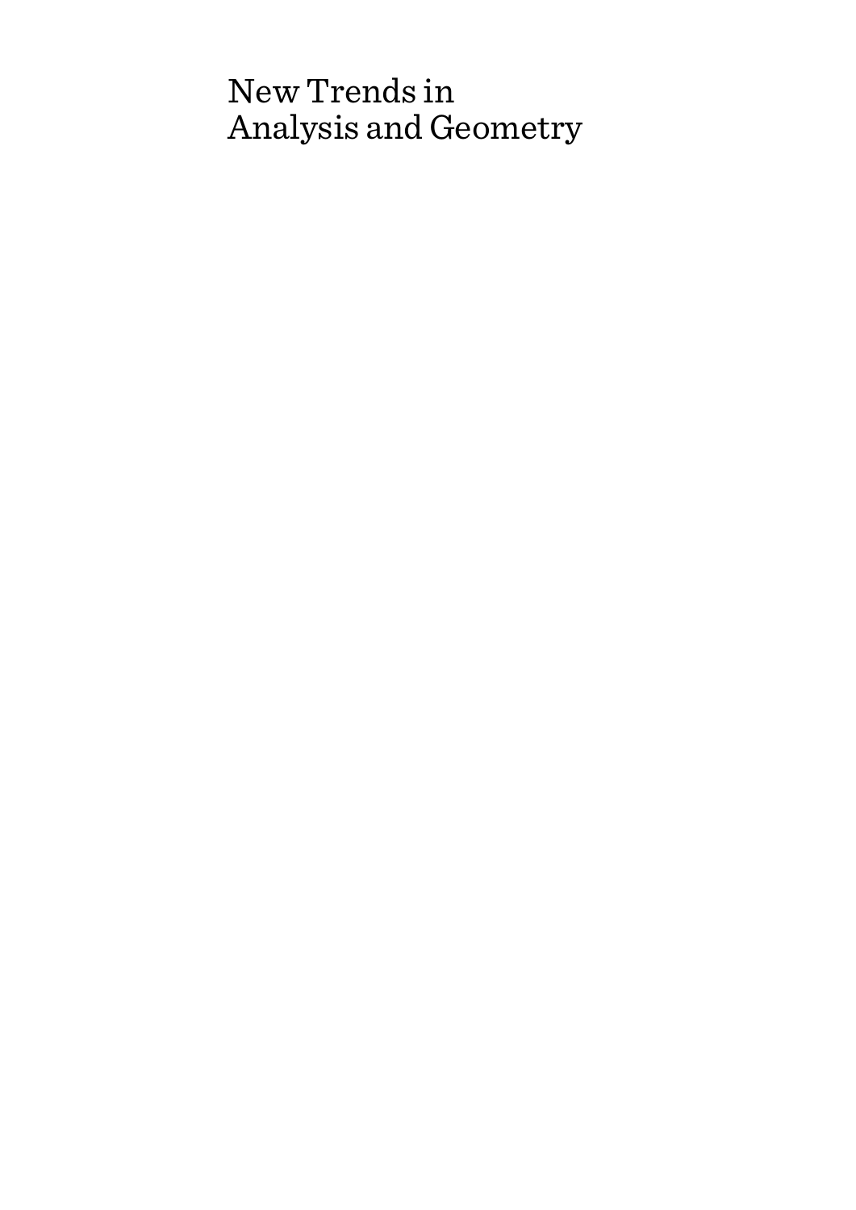# New Trends in Analysis and Geometry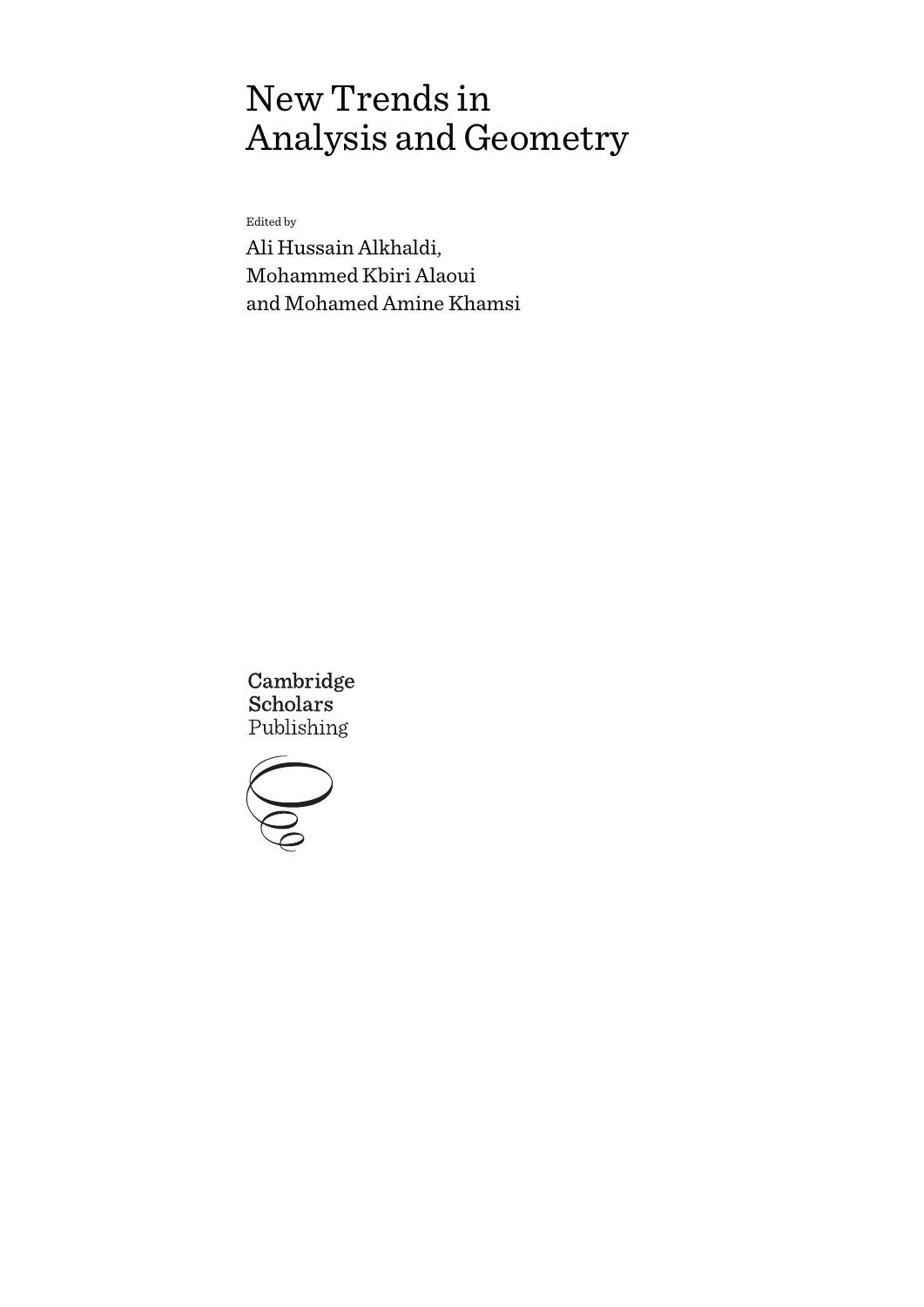# New Trends in Analysis and Geometry

Edited by

Ali Hussain Alkhaldi,
Mohammed Kbiri Alaoui
and Mohamed Amine Khamsi

Cambridge
Scholars
Publishing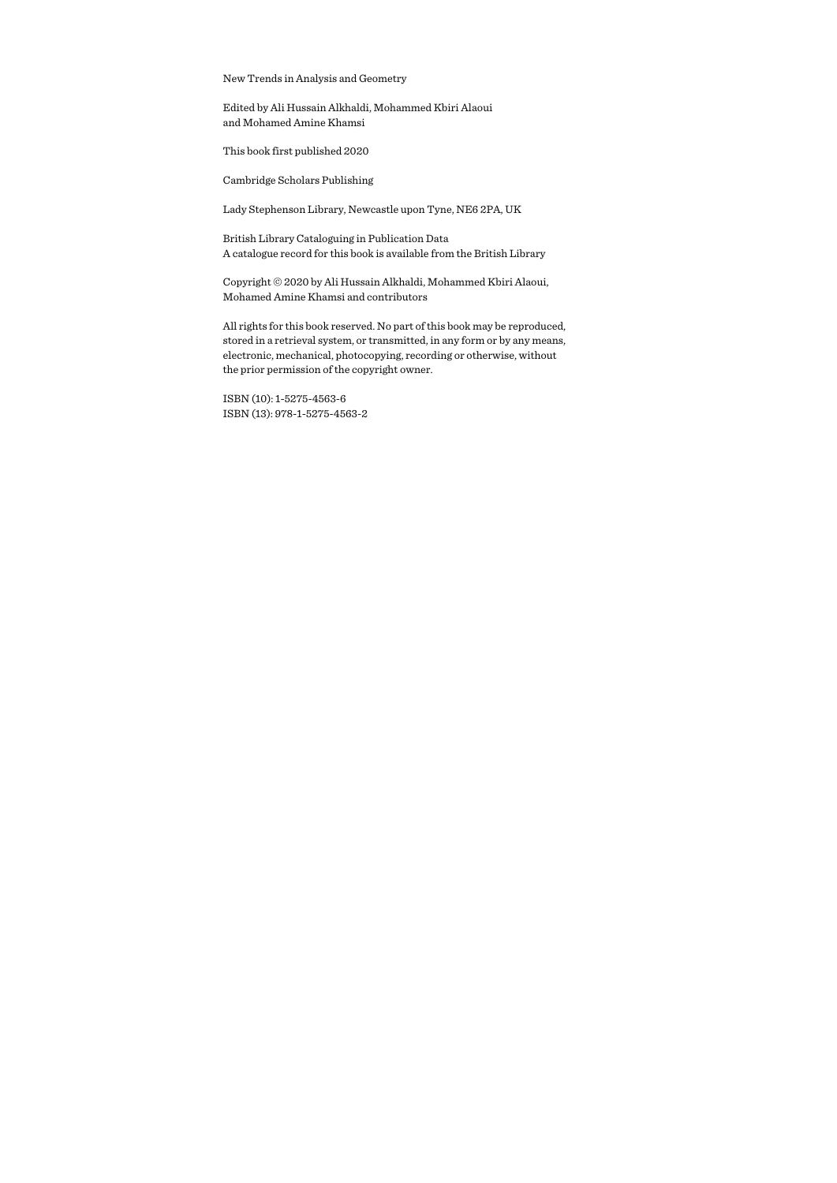New Trends in Analysis and Geometry

Edited by Ali Hussain Alkhaldi, Mohammed Kbiri Alaoui
and Mohamed Amine Khamsi

This book first published 2020

Cambridge Scholars Publishing

Lady Stephenson Library, Newcastle upon Tyne, NE6 2PA, UK

British Library Cataloguing in Publication Data
A catalogue record for this book is available from the British Library

Copyright © 2020 by Ali Hussain Alkhaldi, Mohammed Kbiri Alaoui,
Mohamed Amine Khamsi and contributors

All rights for this book reserved. No part of this book may be reproduced,
stored in a retrieval system, or transmitted, in any form or by any means,
electronic, mechanical, photocopying, recording or otherwise, without
the prior permission of the copyright owner.

ISBN (10): 1-5275-4563-6
ISBN (13): 978-1-5275-4563-2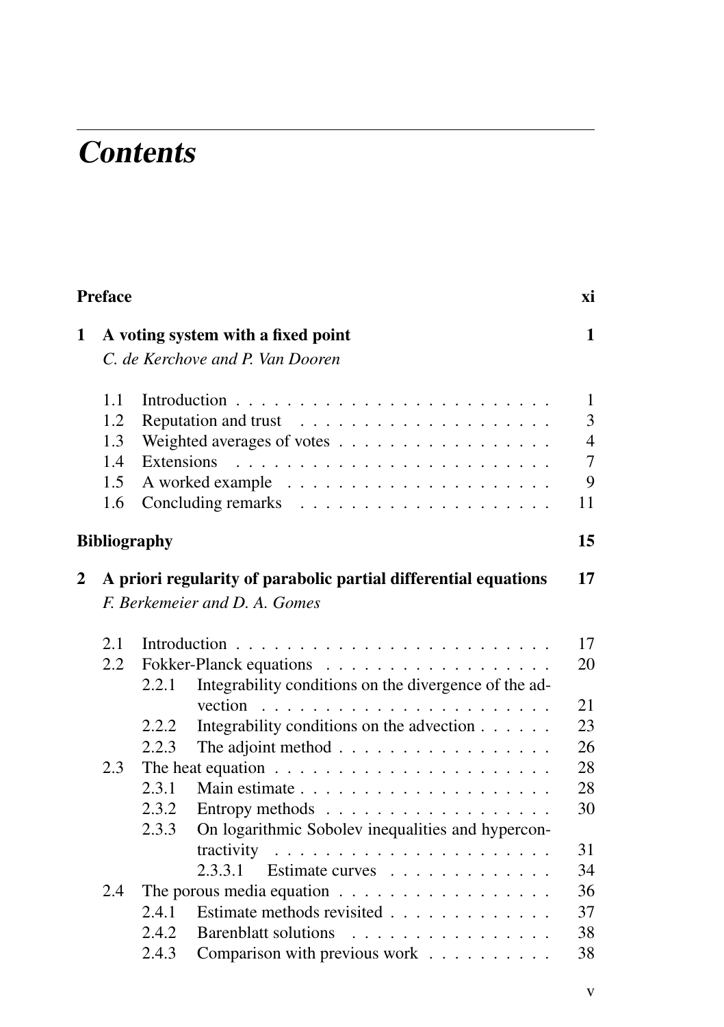# *Contents*

**Preface** **xi**

**1 A voting system with a fixed point** **1**

*C. de Kerchove and P. Van Dooren*

- 1.1 Introduction . . . . . . . . . . . . . . . . . . . . . . . . . 1
- 1.2 Reputation and trust . . . . . . . . . . . . . . . . . . . . 3
- 1.3 Weighted averages of votes . . . . . . . . . . . . . . . . . 4
- 1.4 Extensions . . . . . . . . . . . . . . . . . . . . . . . . . 7
- 1.5 A worked example . . . . . . . . . . . . . . . . . . . . . 9
- 1.6 Concluding remarks . . . . . . . . . . . . . . . . . . . . 11

**Bibliography** **15**

**2 A priori regularity of parabolic partial differential equations** **17**

*F. Berkemeier and D. A. Gomes*

- 2.1 Introduction . . . . . . . . . . . . . . . . . . . . . . . . . 17
- 2.2 Fokker-Planck equations . . . . . . . . . . . . . . . . . . 20
  - 2.2.1 Integrability conditions on the divergence of the advection . . . . . . . . . . . . . . . . . . . . . . . 21
  - 2.2.2 Integrability conditions on the advection . . . . . . 23
  - 2.2.3 The adjoint method . . . . . . . . . . . . . . . . . 26
- 2.3 The heat equation . . . . . . . . . . . . . . . . . . . . . . 28
  - 2.3.1 Main estimate . . . . . . . . . . . . . . . . . . . . 28
  - 2.3.2 Entropy methods . . . . . . . . . . . . . . . . . . 30
  - 2.3.3 On logarithmic Sobolev inequalities and hypercontractivity . . . . . . . . . . . . . . . . . . . . . 31
    - 2.3.3.1 Estimate curves . . . . . . . . . . . . . 34
- 2.4 The porous media equation . . . . . . . . . . . . . . . . . 36
  - 2.4.1 Estimate methods revisited . . . . . . . . . . . . . 37
  - 2.4.2 Barenblatt solutions . . . . . . . . . . . . . . . . 38
  - 2.4.3 Comparison with previous work . . . . . . . . . . 38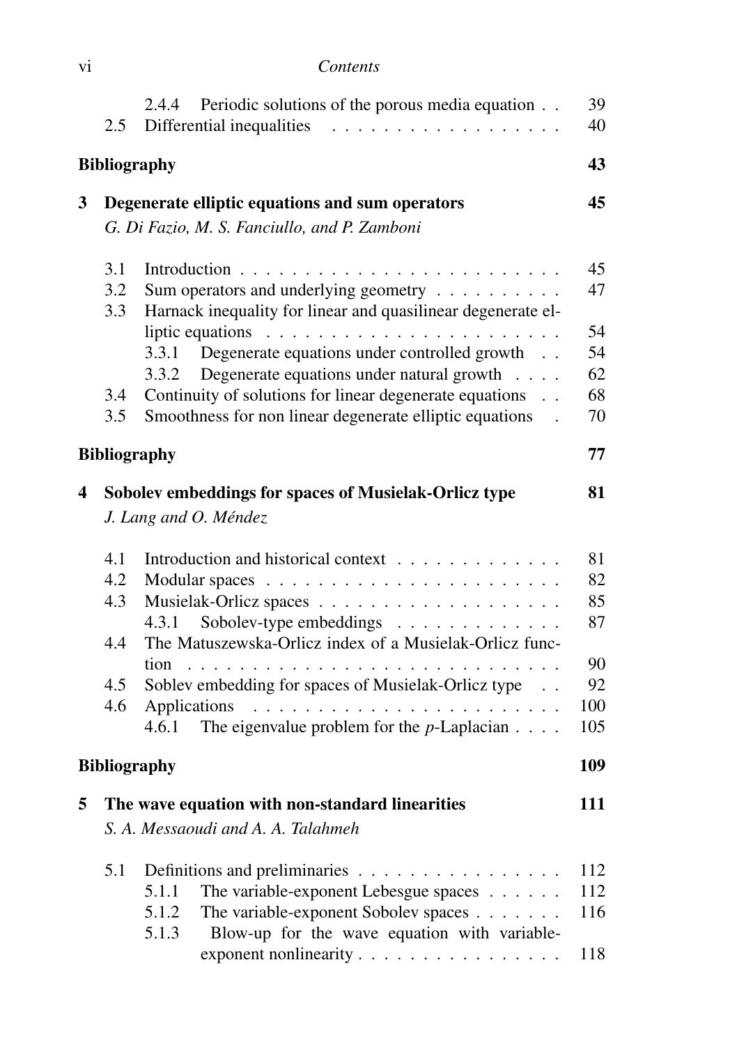2.4.4 Periodic solutions of the porous media equation . . 39
2.5 Differential inequalities . . . . . . . . . . . . . . . . . . 40

**Bibliography** **43**

**3 Degenerate elliptic equations and sum operators** **45**

*G. Di Fazio, M. S. Fanciullo, and P. Zamboni*

3.1 Introduction . . . . . . . . . . . . . . . . . . . . . . . . . 45
3.2 Sum operators and underlying geometry . . . . . . . . . . 47
3.3 Harnack inequality for linear and quasilinear degenerate elliptic equations . . . . . . . . . . . . . . . . . . . . . . . 54
3.3.1 Degenerate equations under controlled growth . . 54
3.3.2 Degenerate equations under natural growth . . . . 62
3.4 Continuity of solutions for linear degenerate equations . . 68
3.5 Smoothness for non linear degenerate elliptic equations . 70

**Bibliography** **77**

**4 Sobolev embeddings for spaces of Musielak-Orlicz type** **81**

*J. Lang and O. Méndez*

4.1 Introduction and historical context . . . . . . . . . . . . . 81
4.2 Modular spaces . . . . . . . . . . . . . . . . . . . . . . . 82
4.3 Musielak-Orlicz spaces . . . . . . . . . . . . . . . . . . . 85
4.3.1 Sobolev-type embeddings . . . . . . . . . . . . . 87
4.4 The Matuszewska-Orlicz index of a Musielak-Orlicz function . . . . . . . . . . . . . . . . . . . . . . . . . . . . . 90
4.5 Soblev embedding for spaces of Musielak-Orlicz type . . 92
4.6 Applications . . . . . . . . . . . . . . . . . . . . . . . . 100
4.6.1 The eigenvalue problem for the $p$-Laplacian . . . . 105

**Bibliography** **109**

**5 The wave equation with non-standard linearities** **111**

*S. A. Messaoudi and A. A. Talahmeh*

5.1 Definitions and preliminaries . . . . . . . . . . . . . . . . 112
5.1.1 The variable-exponent Lebesgue spaces . . . . . . 112
5.1.2 The variable-exponent Sobolev spaces . . . . . . . 116
5.1.3 Blow-up for the wave equation with variable-exponent nonlinearity . . . . . . . . . . . . . . . . 118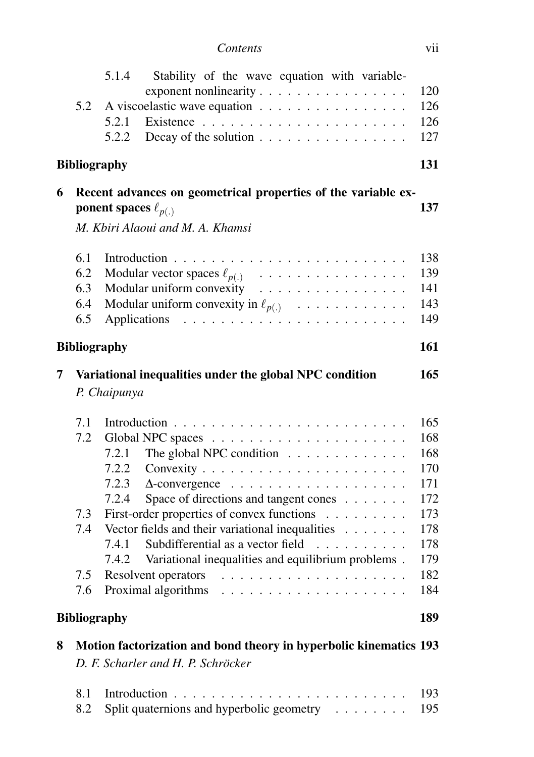5.1.4 Stability of the wave equation with variable-exponent nonlinearity . . . . . . . . . . . . . . . . 120

5.2 A viscoelastic wave equation . . . . . . . . . . . . . . . . 126

5.2.1 Existence . . . . . . . . . . . . . . . . . . . . . . 126

5.2.2 Decay of the solution . . . . . . . . . . . . . . . . 127

**Bibliography** **131**

**6 Recent advances on geometrical properties of the variable exponent spaces $\ell_{p(.)}$** **137**

*M. Kbiri Alaoui and M. A. Khamsi*

6.1 Introduction . . . . . . . . . . . . . . . . . . . . . . . . . 138

6.2 Modular vector spaces $\ell_{p(.)}$ . . . . . . . . . . . . . . . . 139

6.3 Modular uniform convexity . . . . . . . . . . . . . . . . 141

6.4 Modular uniform convexity in $\ell_{p(.)}$ . . . . . . . . . . . . 143

6.5 Applications . . . . . . . . . . . . . . . . . . . . . . . . 149

**Bibliography** **161**

**7 Variational inequalities under the global NPC condition** **165**

*P. Chaipunya*

7.1 Introduction . . . . . . . . . . . . . . . . . . . . . . . . . 165

7.2 Global NPC spaces . . . . . . . . . . . . . . . . . . . . . 168

7.2.1 The global NPC condition . . . . . . . . . . . . . 168

7.2.2 Convexity . . . . . . . . . . . . . . . . . . . . . . 170

7.2.3 $\Delta$-convergence . . . . . . . . . . . . . . . . . . . 171

7.2.4 Space of directions and tangent cones . . . . . . . 172

7.3 First-order properties of convex functions . . . . . . . . . 173

7.4 Vector fields and their variational inequalities . . . . . . . 178

7.4.1 Subdifferential as a vector field . . . . . . . . . . 178

7.4.2 Variational inequalities and equilibrium problems . 179

7.5 Resolvent operators . . . . . . . . . . . . . . . . . . . . 182

7.6 Proximal algorithms . . . . . . . . . . . . . . . . . . . . 184

**Bibliography** **189**

**8 Motion factorization and bond theory in hyperbolic kinematics** **193**

*D. F. Scharler and H. P. Schröcker*

8.1 Introduction . . . . . . . . . . . . . . . . . . . . . . . . . 193

8.2 Split quaternions and hyperbolic geometry . . . . . . . . 195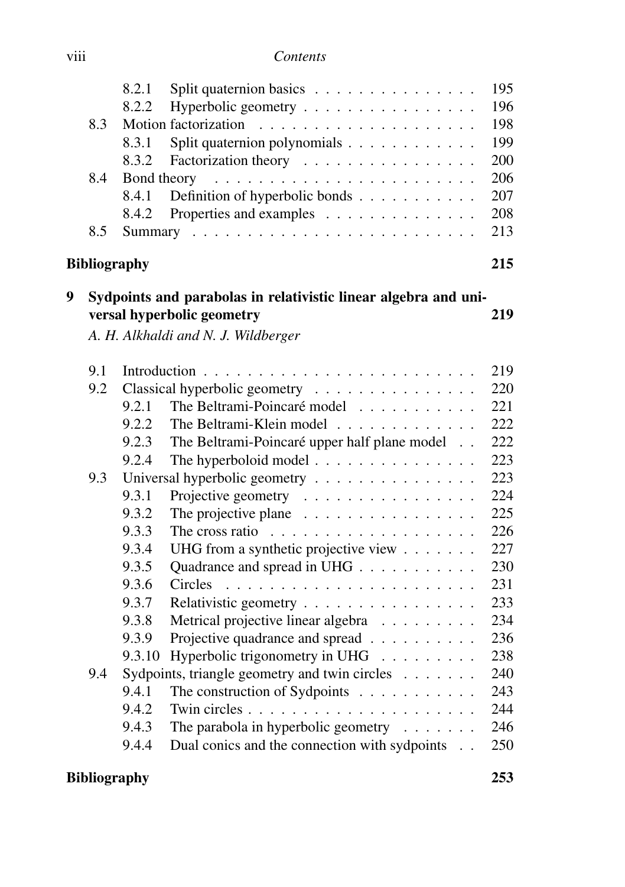- 8.2.1 Split quaternion basics . . . . . . . . . . . . . . . 195
- 8.2.2 Hyperbolic geometry . . . . . . . . . . . . . . . . 196
- 8.3 Motion factorization . . . . . . . . . . . . . . . . . . . . 198
  - 8.3.1 Split quaternion polynomials . . . . . . . . . . . . 199
  - 8.3.2 Factorization theory . . . . . . . . . . . . . . . . 200
- 8.4 Bond theory . . . . . . . . . . . . . . . . . . . . . . . . 206
  - 8.4.1 Definition of hyperbolic bonds . . . . . . . . . . . 207
  - 8.4.2 Properties and examples . . . . . . . . . . . . . . 208
- 8.5 Summary . . . . . . . . . . . . . . . . . . . . . . . . . . 213

**Bibliography** **215**

**9 Sydpoints and parabolas in relativistic linear algebra and universal hyperbolic geometry** **219**

*A. H. Alkhaldi and N. J. Wildberger*

- 9.1 Introduction . . . . . . . . . . . . . . . . . . . . . . . . . 219
- 9.2 Classical hyperbolic geometry . . . . . . . . . . . . . . . 220
  - 9.2.1 The Beltrami-Poincaré model . . . . . . . . . . . 221
  - 9.2.2 The Beltrami-Klein model . . . . . . . . . . . . . 222
  - 9.2.3 The Beltrami-Poincaré upper half plane model . . 222
  - 9.2.4 The hyperboloid model . . . . . . . . . . . . . . . 223
- 9.3 Universal hyperbolic geometry . . . . . . . . . . . . . . . 223
  - 9.3.1 Projective geometry . . . . . . . . . . . . . . . . 224
  - 9.3.2 The projective plane . . . . . . . . . . . . . . . . 225
  - 9.3.3 The cross ratio . . . . . . . . . . . . . . . . . . . 226
  - 9.3.4 UHG from a synthetic projective view . . . . . . . 227
  - 9.3.5 Quadrance and spread in UHG . . . . . . . . . . . 230
  - 9.3.6 Circles . . . . . . . . . . . . . . . . . . . . . . . 231
  - 9.3.7 Relativistic geometry . . . . . . . . . . . . . . . . 233
  - 9.3.8 Metrical projective linear algebra . . . . . . . . . 234
  - 9.3.9 Projective quadrance and spread . . . . . . . . . . 236
  - 9.3.10 Hyperbolic trigonometry in UHG . . . . . . . . . 238
- 9.4 Sydpoints, triangle geometry and twin circles . . . . . . . 240
  - 9.4.1 The construction of Sydpoints . . . . . . . . . . . 243
  - 9.4.2 Twin circles . . . . . . . . . . . . . . . . . . . . . 244
  - 9.4.3 The parabola in hyperbolic geometry . . . . . . . 246
  - 9.4.4 Dual conics and the connection with sydpoints . . 250

**Bibliography** **253**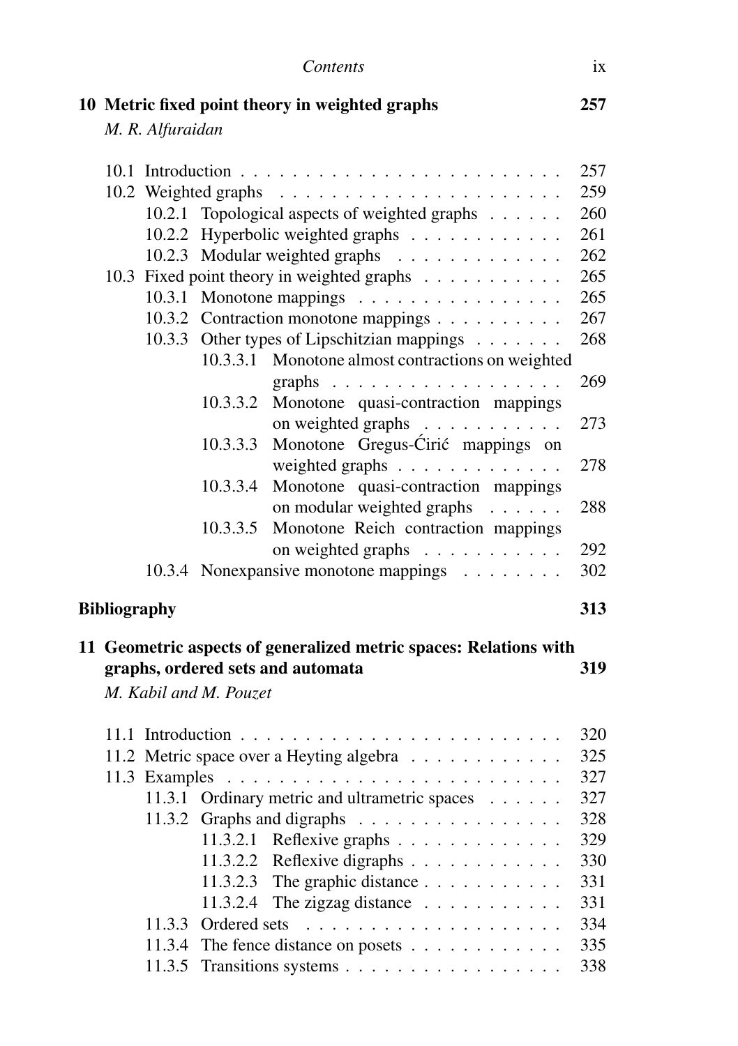**10 Metric fixed point theory in weighted graphs** — 257

*M. R. Alfuraidan*

- 10.1 Introduction — 257
- 10.2 Weighted graphs — 259
  - 10.2.1 Topological aspects of weighted graphs — 260
  - 10.2.2 Hyperbolic weighted graphs — 261
  - 10.2.3 Modular weighted graphs — 262
- 10.3 Fixed point theory in weighted graphs — 265
  - 10.3.1 Monotone mappings — 265
  - 10.3.2 Contraction monotone mappings — 267
  - 10.3.3 Other types of Lipschitzian mappings — 268
    - 10.3.3.1 Monotone almost contractions on weighted graphs — 269
    - 10.3.3.2 Monotone quasi-contraction mappings on weighted graphs — 273
    - 10.3.3.3 Monotone Gregus-Ćirić mappings on weighted graphs — 278
    - 10.3.3.4 Monotone quasi-contraction mappings on modular weighted graphs — 288
    - 10.3.3.5 Monotone Reich contraction mappings on weighted graphs — 292
  - 10.3.4 Nonexpansive monotone mappings — 302

**Bibliography** — 313

**11 Geometric aspects of generalized metric spaces: Relations with graphs, ordered sets and automata** — 319

*M. Kabil and M. Pouzet*

- 11.1 Introduction — 320
- 11.2 Metric space over a Heyting algebra — 325
- 11.3 Examples — 327
  - 11.3.1 Ordinary metric and ultrametric spaces — 327
  - 11.3.2 Graphs and digraphs — 328
    - 11.3.2.1 Reflexive graphs — 329
    - 11.3.2.2 Reflexive digraphs — 330
    - 11.3.2.3 The graphic distance — 331
    - 11.3.2.4 The zigzag distance — 331
  - 11.3.3 Ordered sets — 334
  - 11.3.4 The fence distance on posets — 335
  - 11.3.5 Transitions systems — 338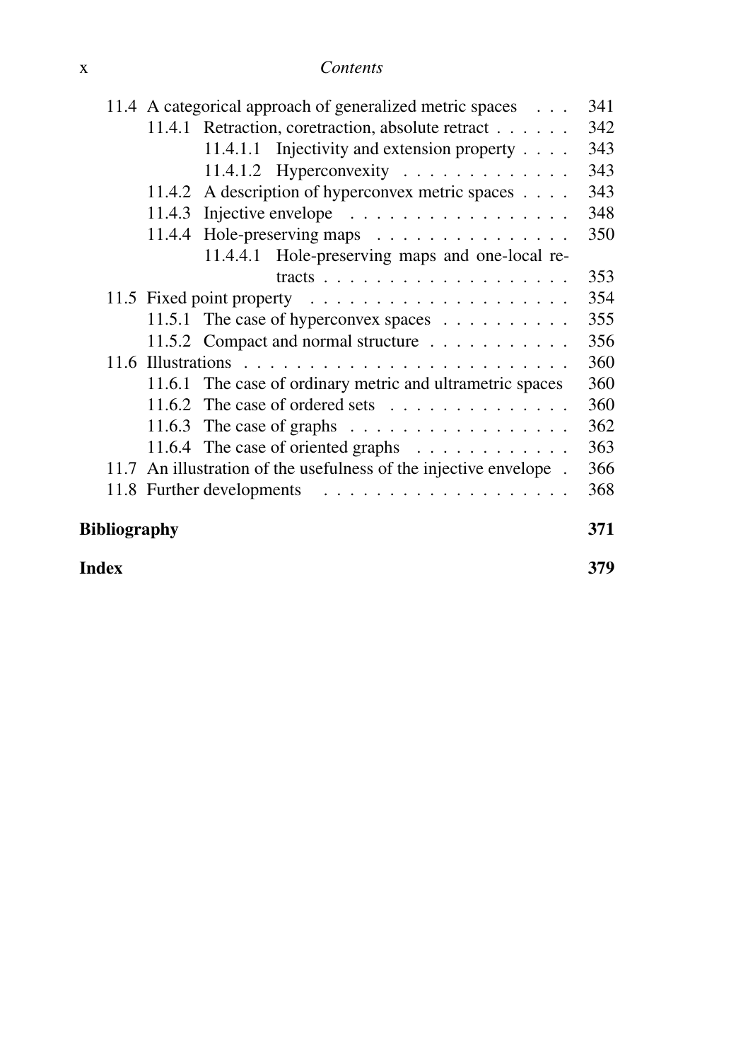11.4 A categorical approach of generalized metric spaces . . . 341
- 11.4.1 Retraction, coretraction, absolute retract . . . . . . 342
  - 11.4.1.1 Injectivity and extension property . . . . 343
  - 11.4.1.2 Hyperconvexity . . . . . . . . . . . . 343
- 11.4.2 A description of hyperconvex metric spaces . . . . 343
- 11.4.3 Injective envelope . . . . . . . . . . . . . . . . . 348
- 11.4.4 Hole-preserving maps . . . . . . . . . . . . . . . 350
  - 11.4.4.1 Hole-preserving maps and one-local retracts . . . . . . . . . . . . . . . . . . 353

11.5 Fixed point property . . . . . . . . . . . . . . . . . . . 354
- 11.5.1 The case of hyperconvex spaces . . . . . . . . . . 355
- 11.5.2 Compact and normal structure . . . . . . . . . . . 356

11.6 Illustrations . . . . . . . . . . . . . . . . . . . . . . . . 360
- 11.6.1 The case of ordinary metric and ultrametric spaces 360
- 11.6.2 The case of ordered sets . . . . . . . . . . . . . . 360
- 11.6.3 The case of graphs . . . . . . . . . . . . . . . . . 362
- 11.6.4 The case of oriented graphs . . . . . . . . . . . . 363

11.7 An illustration of the usefulness of the injective envelope . 366

11.8 Further developments . . . . . . . . . . . . . . . . . . 368

**Bibliography** **371**

**Index** **379**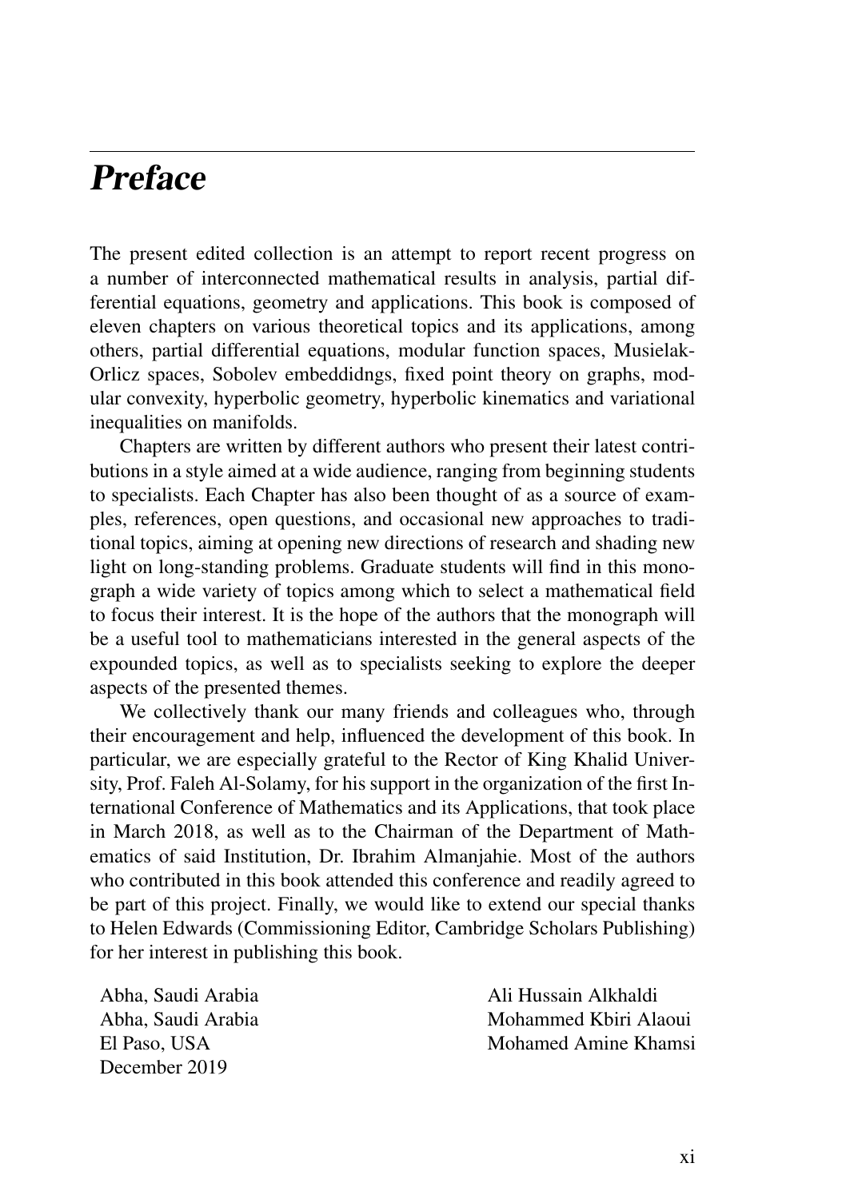# *Preface*

The present edited collection is an attempt to report recent progress on a number of interconnected mathematical results in analysis, partial differential equations, geometry and applications. This book is composed of eleven chapters on various theoretical topics and its applications, among others, partial differential equations, modular function spaces, Musielak-Orlicz spaces, Sobolev embeddidngs, fixed point theory on graphs, modular convexity, hyperbolic geometry, hyperbolic kinematics and variational inequalities on manifolds.

Chapters are written by different authors who present their latest contributions in a style aimed at a wide audience, ranging from beginning students to specialists. Each Chapter has also been thought of as a source of examples, references, open questions, and occasional new approaches to traditional topics, aiming at opening new directions of research and shading new light on long-standing problems. Graduate students will find in this monograph a wide variety of topics among which to select a mathematical field to focus their interest. It is the hope of the authors that the monograph will be a useful tool to mathematicians interested in the general aspects of the expounded topics, as well as to specialists seeking to explore the deeper aspects of the presented themes.

We collectively thank our many friends and colleagues who, through their encouragement and help, influenced the development of this book. In particular, we are especially grateful to the Rector of King Khalid University, Prof. Faleh Al-Solamy, for his support in the organization of the first International Conference of Mathematics and its Applications, that took place in March 2018, as well as to the Chairman of the Department of Mathematics of said Institution, Dr. Ibrahim Almanjahie. Most of the authors who contributed in this book attended this conference and readily agreed to be part of this project. Finally, we would like to extend our special thanks to Helen Edwards (Commissioning Editor, Cambridge Scholars Publishing) for her interest in publishing this book.

Abha, Saudi Arabia — Ali Hussain Alkhaldi
Abha, Saudi Arabia — Mohammed Kbiri Alaoui
El Paso, USA — Mohamed Amine Khamsi
December 2019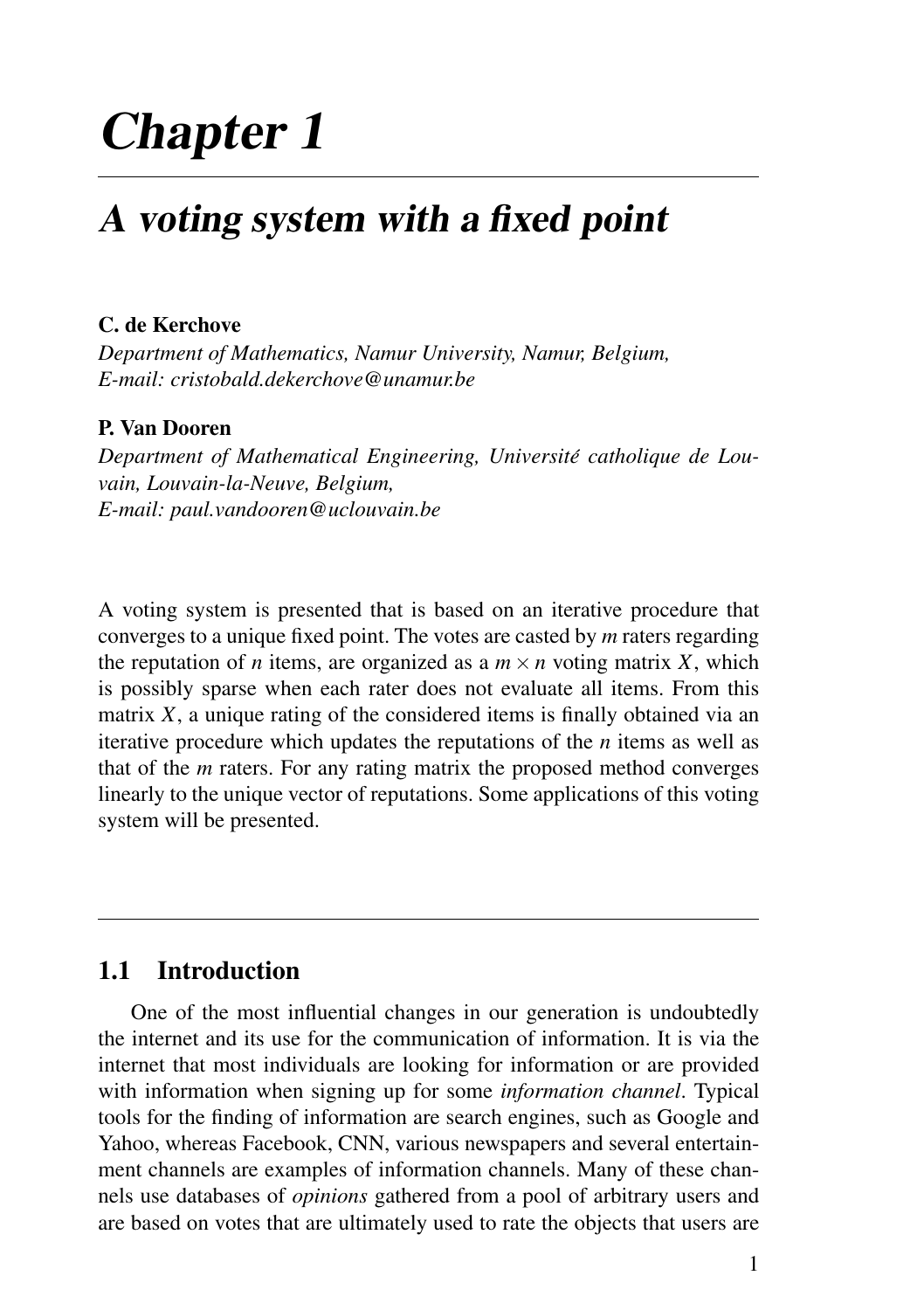# Chapter 1

## A voting system with a fixed point

**C. de Kerchove**
*Department of Mathematics, Namur University, Namur, Belgium,*
*E-mail: cristobald.dekerchove@unamur.be*

**P. Van Dooren**
*Department of Mathematical Engineering, Université catholique de Louvain, Louvain-la-Neuve, Belgium,*
*E-mail: paul.vandooren@uclouvain.be*

A voting system is presented that is based on an iterative procedure that converges to a unique fixed point. The votes are casted by $m$ raters regarding the reputation of $n$ items, are organized as a $m \times n$ voting matrix $X$, which is possibly sparse when each rater does not evaluate all items. From this matrix $X$, a unique rating of the considered items is finally obtained via an iterative procedure which updates the reputations of the $n$ items as well as that of the $m$ raters. For any rating matrix the proposed method converges linearly to the unique vector of reputations. Some applications of this voting system will be presented.

### 1.1 Introduction

One of the most influential changes in our generation is undoubtedly the internet and its use for the communication of information. It is via the internet that most individuals are looking for information or are provided with information when signing up for some *information channel*. Typical tools for the finding of information are search engines, such as Google and Yahoo, whereas Facebook, CNN, various newspapers and several entertainment channels are examples of information channels. Many of these channels use databases of *opinions* gathered from a pool of arbitrary users and are based on votes that are ultimately used to rate the objects that users are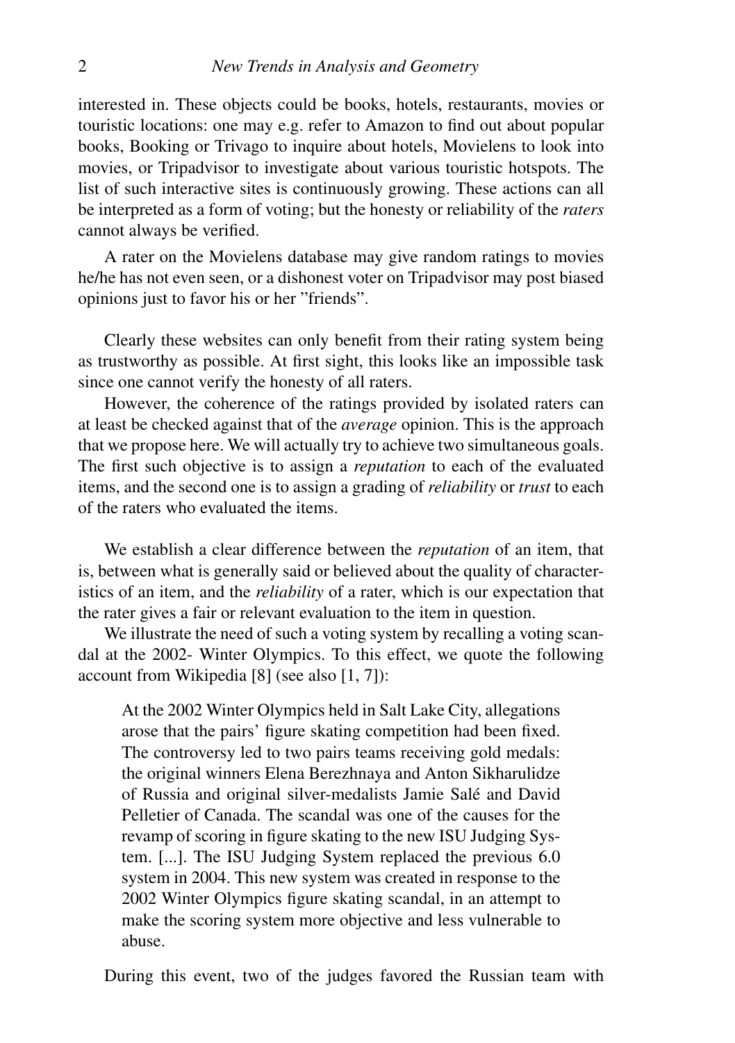interested in. These objects could be books, hotels, restaurants, movies or touristic locations: one may e.g. refer to Amazon to find out about popular books, Booking or Trivago to inquire about hotels, Movielens to look into movies, or Tripadvisor to investigate about various touristic hotspots. The list of such interactive sites is continuously growing. These actions can all be interpreted as a form of voting; but the honesty or reliability of the *raters* cannot always be verified.

A rater on the Movielens database may give random ratings to movies he/he has not even seen, or a dishonest voter on Tripadvisor may post biased opinions just to favor his or her "friends".

Clearly these websites can only benefit from their rating system being as trustworthy as possible. At first sight, this looks like an impossible task since one cannot verify the honesty of all raters.

However, the coherence of the ratings provided by isolated raters can at least be checked against that of the *average* opinion. This is the approach that we propose here. We will actually try to achieve two simultaneous goals. The first such objective is to assign a *reputation* to each of the evaluated items, and the second one is to assign a grading of *reliability* or *trust* to each of the raters who evaluated the items.

We establish a clear difference between the *reputation* of an item, that is, between what is generally said or believed about the quality of characteristics of an item, and the *reliability* of a rater, which is our expectation that the rater gives a fair or relevant evaluation to the item in question.

We illustrate the need of such a voting system by recalling a voting scandal at the 2002- Winter Olympics. To this effect, we quote the following account from Wikipedia [8] (see also [1, 7]):

> At the 2002 Winter Olympics held in Salt Lake City, allegations arose that the pairs' figure skating competition had been fixed. The controversy led to two pairs teams receiving gold medals: the original winners Elena Berezhnaya and Anton Sikharulidze of Russia and original silver-medalists Jamie Salé and David Pelletier of Canada. The scandal was one of the causes for the revamp of scoring in figure skating to the new ISU Judging System. [...]. The ISU Judging System replaced the previous 6.0 system in 2004. This new system was created in response to the 2002 Winter Olympics figure skating scandal, in an attempt to make the scoring system more objective and less vulnerable to abuse.

During this event, two of the judges favored the Russian team with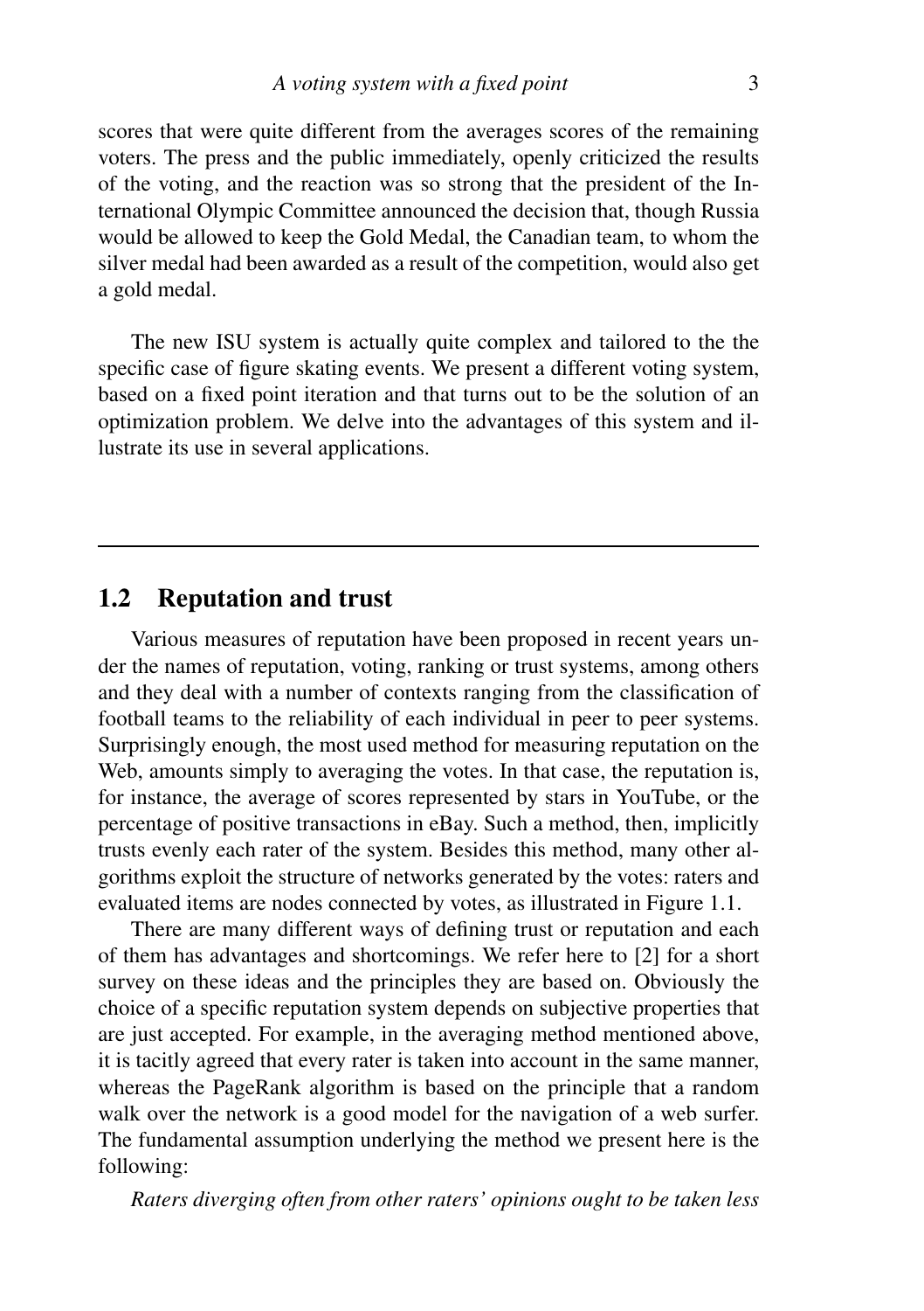scores that were quite different from the averages scores of the remaining voters. The press and the public immediately, openly criticized the results of the voting, and the reaction was so strong that the president of the International Olympic Committee announced the decision that, though Russia would be allowed to keep the Gold Medal, the Canadian team, to whom the silver medal had been awarded as a result of the competition, would also get a gold medal.

The new ISU system is actually quite complex and tailored to the the specific case of figure skating events. We present a different voting system, based on a fixed point iteration and that turns out to be the solution of an optimization problem. We delve into the advantages of this system and illustrate its use in several applications.

---

## 1.2 Reputation and trust

Various measures of reputation have been proposed in recent years under the names of reputation, voting, ranking or trust systems, among others and they deal with a number of contexts ranging from the classification of football teams to the reliability of each individual in peer to peer systems. Surprisingly enough, the most used method for measuring reputation on the Web, amounts simply to averaging the votes. In that case, the reputation is, for instance, the average of scores represented by stars in YouTube, or the percentage of positive transactions in eBay. Such a method, then, implicitly trusts evenly each rater of the system. Besides this method, many other algorithms exploit the structure of networks generated by the votes: raters and evaluated items are nodes connected by votes, as illustrated in Figure 1.1.

There are many different ways of defining trust or reputation and each of them has advantages and shortcomings. We refer here to [2] for a short survey on these ideas and the principles they are based on. Obviously the choice of a specific reputation system depends on subjective properties that are just accepted. For example, in the averaging method mentioned above, it is tacitly agreed that every rater is taken into account in the same manner, whereas the PageRank algorithm is based on the principle that a random walk over the network is a good model for the navigation of a web surfer. The fundamental assumption underlying the method we present here is the following:

*Raters diverging often from other raters' opinions ought to be taken less*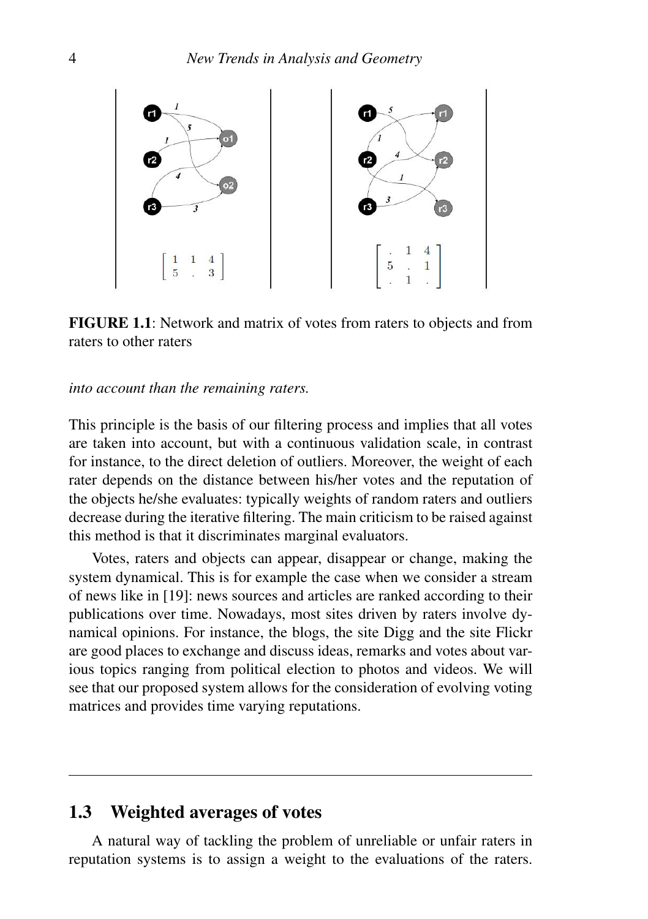$$\begin{bmatrix} 1 & 1 & 4 \\ 5 & . & 3 \end{bmatrix} \qquad \begin{bmatrix} . & 1 & 4 \\ 5 & . & 1 \\ . & 1 & . \end{bmatrix}$$

**FIGURE 1.1**: Network and matrix of votes from raters to objects and from raters to other raters

*into account than the remaining raters.*

This principle is the basis of our filtering process and implies that all votes are taken into account, but with a continuous validation scale, in contrast for instance, to the direct deletion of outliers. Moreover, the weight of each rater depends on the distance between his/her votes and the reputation of the objects he/she evaluates: typically weights of random raters and outliers decrease during the iterative filtering. The main criticism to be raised against this method is that it discriminates marginal evaluators.

Votes, raters and objects can appear, disappear or change, making the system dynamical. This is for example the case when we consider a stream of news like in [19]: news sources and articles are ranked according to their publications over time. Nowadays, most sites driven by raters involve dynamical opinions. For instance, the blogs, the site Digg and the site Flickr are good places to exchange and discuss ideas, remarks and votes about various topics ranging from political election to photos and videos. We will see that our proposed system allows for the consideration of evolving voting matrices and provides time varying reputations.

## 1.3 Weighted averages of votes

A natural way of tackling the problem of unreliable or unfair raters in reputation systems is to assign a weight to the evaluations of the raters.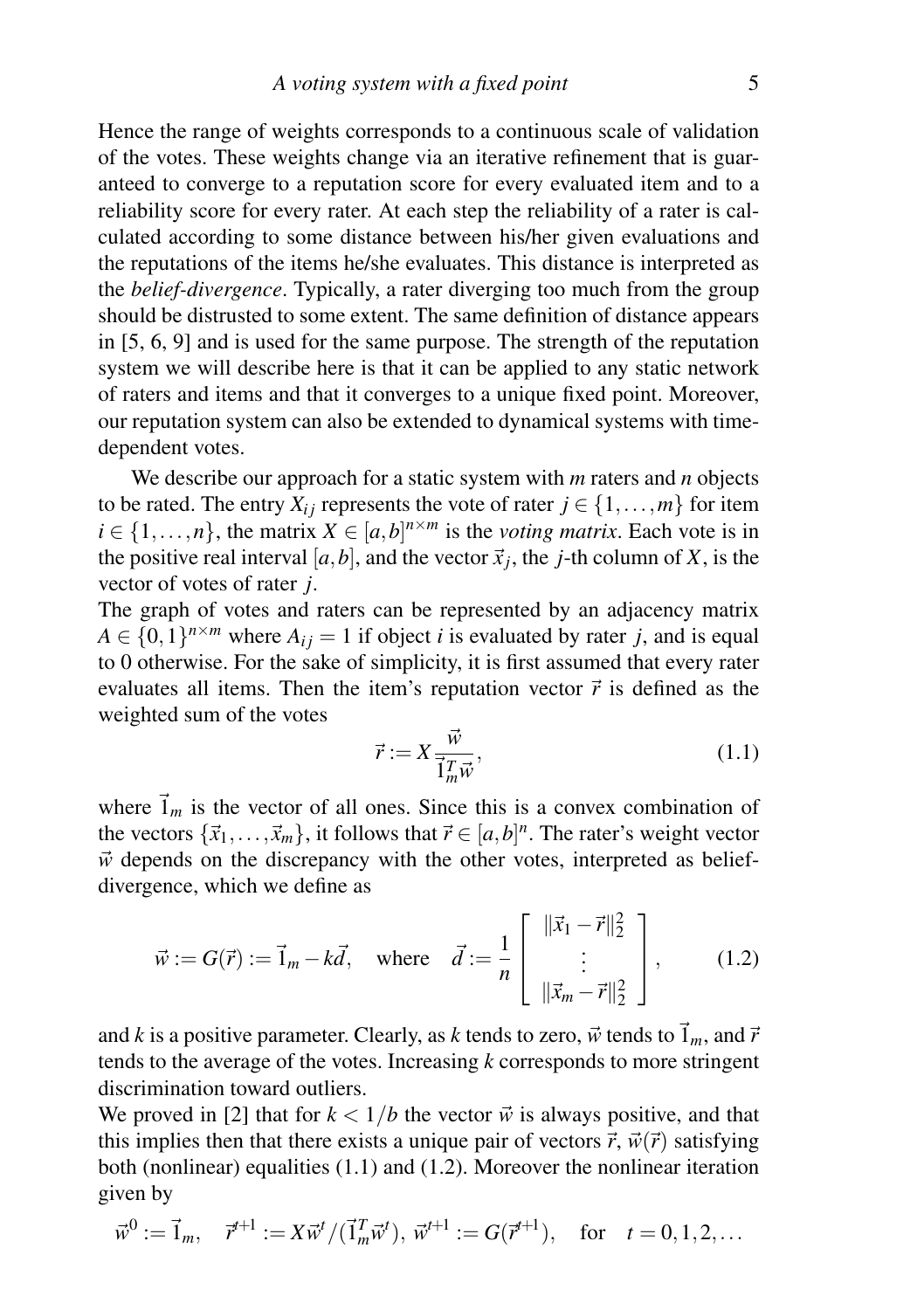Hence the range of weights corresponds to a continuous scale of validation of the votes. These weights change via an iterative refinement that is guaranteed to converge to a reputation score for every evaluated item and to a reliability score for every rater. At each step the reliability of a rater is calculated according to some distance between his/her given evaluations and the reputations of the items he/she evaluates. This distance is interpreted as the *belief-divergence*. Typically, a rater diverging too much from the group should be distrusted to some extent. The same definition of distance appears in [5, 6, 9] and is used for the same purpose. The strength of the reputation system we will describe here is that it can be applied to any static network of raters and items and that it converges to a unique fixed point. Moreover, our reputation system can also be extended to dynamical systems with time-dependent votes.

We describe our approach for a static system with $m$ raters and $n$ objects to be rated. The entry $X_{ij}$ represents the vote of rater $j \in \{1,\ldots,m\}$ for item $i \in \{1,\ldots,n\}$, the matrix $X \in [a,b]^{n\times m}$ is the *voting matrix*. Each vote is in the positive real interval $[a,b]$, and the vector $\vec{x}_j$, the $j$-th column of $X$, is the vector of votes of rater $j$.
The graph of votes and raters can be represented by an adjacency matrix $A \in \{0,1\}^{n\times m}$ where $A_{ij} = 1$ if object $i$ is evaluated by rater $j$, and is equal to 0 otherwise. For the sake of simplicity, it is first assumed that every rater evaluates all items. Then the item's reputation vector $\vec{r}$ is defined as the weighted sum of the votes

$$\vec{r} := X \frac{\vec{w}}{\vec{1}_m^T \vec{w}}, \tag{1.1}$$

where $\vec{1}_m$ is the vector of all ones. Since this is a convex combination of the vectors $\{\vec{x}_1,\ldots,\vec{x}_m\}$, it follows that $\vec{r} \in [a,b]^n$. The rater's weight vector $\vec{w}$ depends on the discrepancy with the other votes, interpreted as belief-divergence, which we define as

$$\vec{w} := G(\vec{r}) := \vec{1}_m - k\vec{d}, \quad \text{where} \quad \vec{d} := \frac{1}{n} \begin{bmatrix} \|\vec{x}_1 - \vec{r}\|_2^2 \\ \vdots \\ \|\vec{x}_m - \vec{r}\|_2^2 \end{bmatrix}, \tag{1.2}$$

and $k$ is a positive parameter. Clearly, as $k$ tends to zero, $\vec{w}$ tends to $\vec{1}_m$, and $\vec{r}$ tends to the average of the votes. Increasing $k$ corresponds to more stringent discrimination toward outliers.
We proved in [2] that for $k < 1/b$ the vector $\vec{w}$ is always positive, and that this implies then that there exists a unique pair of vectors $\vec{r}$, $\vec{w}(\vec{r})$ satisfying both (nonlinear) equalities (1.1) and (1.2). Moreover the nonlinear iteration given by

$$\vec{w}^0 := \vec{1}_m, \quad \vec{r}^{t+1} := X\vec{w}^t/(\vec{1}_m^T\vec{w}^t),\ \vec{w}^{t+1} := G(\vec{r}^{t+1}), \quad \text{for} \quad t = 0,1,2,\ldots$$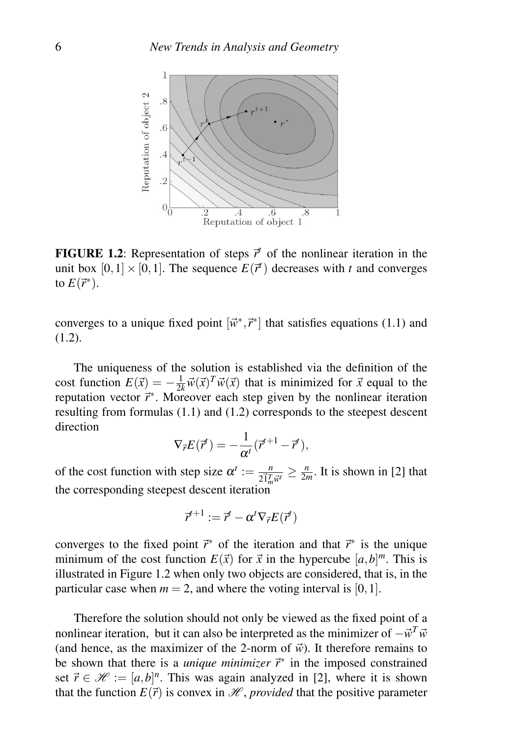**FIGURE 1.2**: Representation of steps $\vec{r}^t$ of the nonlinear iteration in the unit box $[0,1] \times [0,1]$. The sequence $E(\vec{r}^t)$ decreases with $t$ and converges to $E(\vec{r}^*)$.

converges to a unique fixed point $[\vec{w}^*, \vec{r}^*]$ that satisfies equations (1.1) and (1.2).

The uniqueness of the solution is established via the definition of the cost function $E(\vec{x}) = -\frac{1}{2k}\vec{w}(\vec{x})^T\vec{w}(\vec{x})$ that is minimized for $\vec{x}$ equal to the reputation vector $\vec{r}^*$. Moreover each step given by the nonlinear iteration resulting from formulas (1.1) and (1.2) corresponds to the steepest descent direction

$$\nabla_{\vec{r}} E(\vec{r}^t) = -\frac{1}{\alpha^t}(\vec{r}^{t+1} - \vec{r}^t),$$

of the cost function with step size $\alpha^t := \frac{n}{2\vec{1}_m^T\vec{w}^t} \geq \frac{n}{2m}$. It is shown in [2] that the corresponding steepest descent iteration

$$\vec{r}^{t+1} := \vec{r}^t - \alpha^t \nabla_{\vec{r}} E(\vec{r}^t)$$

converges to the fixed point $\vec{r}^*$ of the iteration and that $\vec{r}^*$ is the unique minimum of the cost function $E(\vec{x})$ for $\vec{x}$ in the hypercube $[a,b]^m$. This is illustrated in Figure 1.2 when only two objects are considered, that is, in the particular case when $m = 2$, and where the voting interval is $[0,1]$.

Therefore the solution should not only be viewed as the fixed point of a nonlinear iteration, but it can also be interpreted as the minimizer of $-\vec{w}^T\vec{w}$ (and hence, as the maximizer of the 2-norm of $\vec{w}$). It therefore remains to be shown that there is a *unique minimizer* $\vec{r}^*$ in the imposed constrained set $\vec{r} \in \mathscr{H} := [a,b]^n$. This was again analyzed in [2], where it is shown that the function $E(\vec{r})$ is convex in $\mathscr{H}$, *provided* that the positive parameter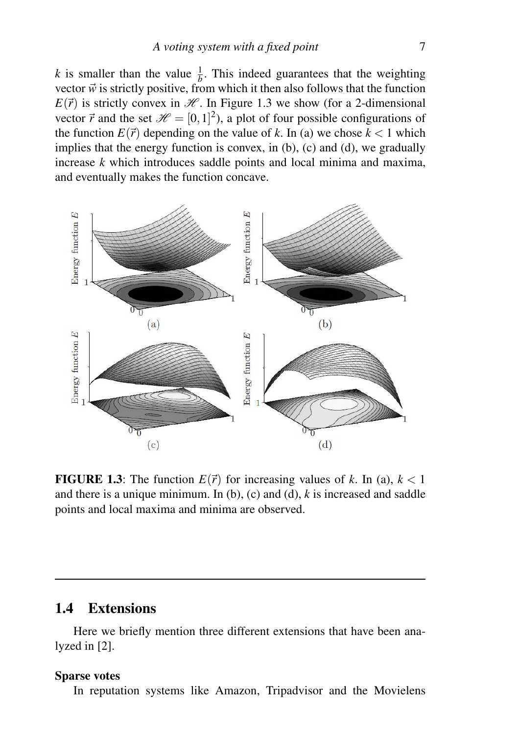$k$ is smaller than the value $\frac{1}{b}$. This indeed guarantees that the weighting vector $\vec{w}$ is strictly positive, from which it then also follows that the function $E(\vec{r})$ is strictly convex in $\mathscr{H}$. In Figure 1.3 we show (for a 2-dimensional vector $\vec{r}$ and the set $\mathscr{H} = [0,1]^2$), a plot of four possible configurations of the function $E(\vec{r})$ depending on the value of $k$. In (a) we chose $k < 1$ which implies that the energy function is convex, in (b), (c) and (d), we gradually increase $k$ which introduces saddle points and local minima and maxima, and eventually makes the function concave.

**FIGURE 1.3**: The function $E(\vec{r})$ for increasing values of $k$. In (a), $k < 1$ and there is a unique minimum. In (b), (c) and (d), $k$ is increased and saddle points and local maxima and minima are observed.

## 1.4 Extensions

Here we briefly mention three different extensions that have been analyzed in [2].

**Sparse votes**

In reputation systems like Amazon, Tripadvisor and the Movielens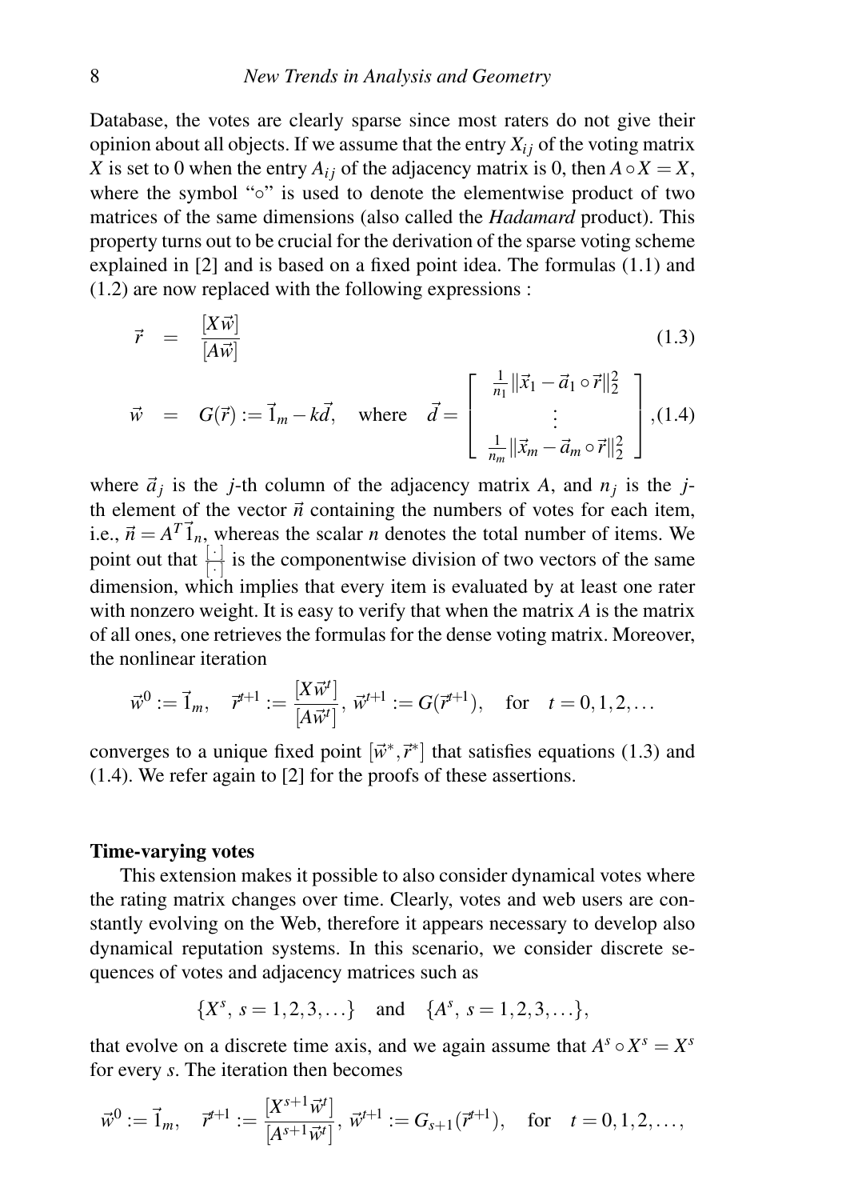Database, the votes are clearly sparse since most raters do not give their opinion about all objects. If we assume that the entry $X_{ij}$ of the voting matrix $X$ is set to 0 when the entry $A_{ij}$ of the adjacency matrix is 0, then $A \circ X = X$, where the symbol "$\circ$" is used to denote the elementwise product of two matrices of the same dimensions (also called the *Hadamard* product). This property turns out to be crucial for the derivation of the sparse voting scheme explained in [2] and is based on a fixed point idea. The formulas (1.1) and (1.2) are now replaced with the following expressions :

$$\vec{r} \quad = \quad \frac{[X\vec{w}]}{[A\vec{w}]} \tag{1.3}$$

$$\vec{w} \quad = \quad G(\vec{r}) := \vec{1}_m - k\vec{d}, \quad \text{where} \quad \vec{d} = \begin{bmatrix} \frac{1}{n_1}\|\vec{x}_1 - \vec{a}_1 \circ \vec{r}\|_2^2 \\ \vdots \\ \frac{1}{n_m}\|\vec{x}_m - \vec{a}_m \circ \vec{r}\|_2^2 \end{bmatrix}, \tag{1.4}$$

where $\vec{a}_j$ is the $j$-th column of the adjacency matrix $A$, and $n_j$ is the $j$-th element of the vector $\vec{n}$ containing the numbers of votes for each item, i.e., $\vec{n} = A^T\vec{1}_n$, whereas the scalar $n$ denotes the total number of items. We point out that $\frac{[\cdot]}{[\cdot]}$ is the componentwise division of two vectors of the same dimension, which implies that every item is evaluated by at least one rater with nonzero weight. It is easy to verify that when the matrix $A$ is the matrix of all ones, one retrieves the formulas for the dense voting matrix. Moreover, the nonlinear iteration

$$\vec{w}^0 := \vec{1}_m, \quad \vec{r}^{t+1} := \frac{[X\vec{w}^t]}{[A\vec{w}^t]}, \; \vec{w}^{t+1} := G(\vec{r}^{t+1}), \quad \text{for} \quad t = 0, 1, 2, \ldots$$

converges to a unique fixed point $[\vec{w}^*, \vec{r}^*]$ that satisfies equations (1.3) and (1.4). We refer again to [2] for the proofs of these assertions.

**Time-varying votes**

This extension makes it possible to also consider dynamical votes where the rating matrix changes over time. Clearly, votes and web users are constantly evolving on the Web, therefore it appears necessary to develop also dynamical reputation systems. In this scenario, we consider discrete sequences of votes and adjacency matrices such as

$$\{X^s, \; s = 1, 2, 3, \ldots\} \quad \text{and} \quad \{A^s, \; s = 1, 2, 3, \ldots\},$$

that evolve on a discrete time axis, and we again assume that $A^s \circ X^s = X^s$ for every $s$. The iteration then becomes

$$\vec{w}^0 := \vec{1}_m, \quad \vec{r}^{t+1} := \frac{[X^{s+1}\vec{w}^t]}{[A^{s+1}\vec{w}^t]}, \; \vec{w}^{t+1} := G_{s+1}(\vec{r}^{t+1}), \quad \text{for} \quad t = 0, 1, 2, \ldots,$$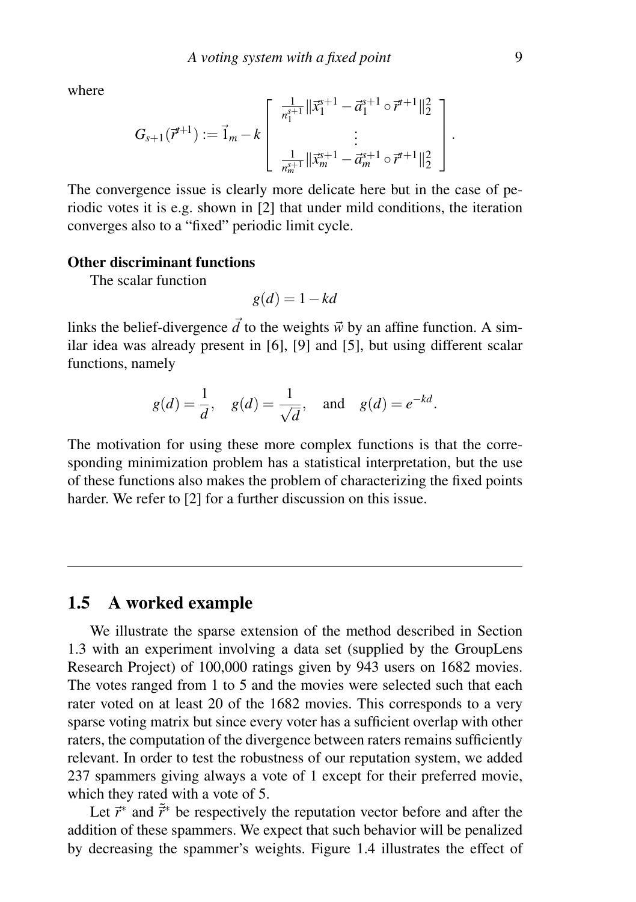where

$$G_{s+1}(\vec{r}^{t+1}) := \vec{1}_m - k \begin{bmatrix} \frac{1}{n_1^{s+1}} \|\vec{x}_1^{s+1} - \vec{a}_1^{s+1} \circ \vec{r}^{t+1}\|_2^2 \\ \vdots \\ \frac{1}{n_m^{s+1}} \|\vec{x}_m^{s+1} - \vec{a}_m^{s+1} \circ \vec{r}^{t+1}\|_2^2 \end{bmatrix}.$$

The convergence issue is clearly more delicate here but in the case of periodic votes it is e.g. shown in [2] that under mild conditions, the iteration converges also to a "fixed" periodic limit cycle.

**Other discriminant functions**

The scalar function

$$g(d) = 1 - kd$$

links the belief-divergence $\vec{d}$ to the weights $\vec{w}$ by an affine function. A similar idea was already present in [6], [9] and [5], but using different scalar functions, namely

$$g(d) = \frac{1}{d}, \quad g(d) = \frac{1}{\sqrt{d}}, \quad \text{and} \quad g(d) = e^{-kd}.$$

The motivation for using these more complex functions is that the corresponding minimization problem has a statistical interpretation, but the use of these functions also makes the problem of characterizing the fixed points harder. We refer to [2] for a further discussion on this issue.

---

## 1.5 A worked example

We illustrate the sparse extension of the method described in Section 1.3 with an experiment involving a data set (supplied by the GroupLens Research Project) of 100,000 ratings given by 943 users on 1682 movies. The votes ranged from 1 to 5 and the movies were selected such that each rater voted on at least 20 of the 1682 movies. This corresponds to a very sparse voting matrix but since every voter has a sufficient overlap with other raters, the computation of the divergence between raters remains sufficiently relevant. In order to test the robustness of our reputation system, we added 237 spammers giving always a vote of 1 except for their preferred movie, which they rated with a vote of 5.

Let $\vec{r}^*$ and $\tilde{\vec{r}}^*$ be respectively the reputation vector before and after the addition of these spammers. We expect that such behavior will be penalized by decreasing the spammer's weights. Figure 1.4 illustrates the effect of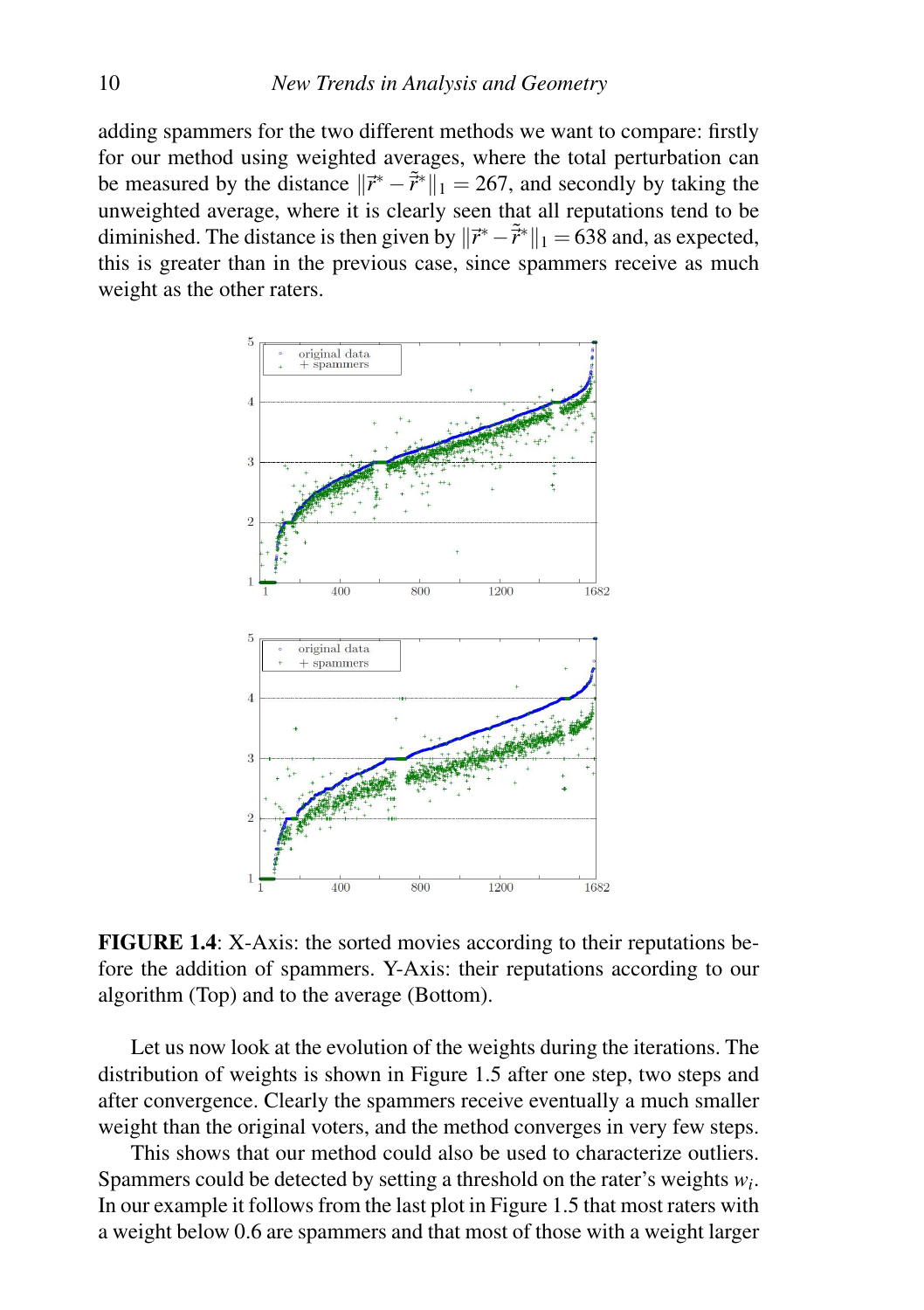adding spammers for the two different methods we want to compare: firstly for our method using weighted averages, where the total perturbation can be measured by the distance $\|\vec{r}^* - \tilde{\vec{r}}^*\|_1 = 267$, and secondly by taking the unweighted average, where it is clearly seen that all reputations tend to be diminished. The distance is then given by $\|\vec{r}^* - \tilde{\vec{r}}^*\|_1 = 638$ and, as expected, this is greater than in the previous case, since spammers receive as much weight as the other raters.

**FIGURE 1.4**: X-Axis: the sorted movies according to their reputations before the addition of spammers. Y-Axis: their reputations according to our algorithm (Top) and to the average (Bottom).

Let us now look at the evolution of the weights during the iterations. The distribution of weights is shown in Figure 1.5 after one step, two steps and after convergence. Clearly the spammers receive eventually a much smaller weight than the original voters, and the method converges in very few steps.

This shows that our method could also be used to characterize outliers. Spammers could be detected by setting a threshold on the rater's weights $w_i$. In our example it follows from the last plot in Figure 1.5 that most raters with a weight below 0.6 are spammers and that most of those with a weight larger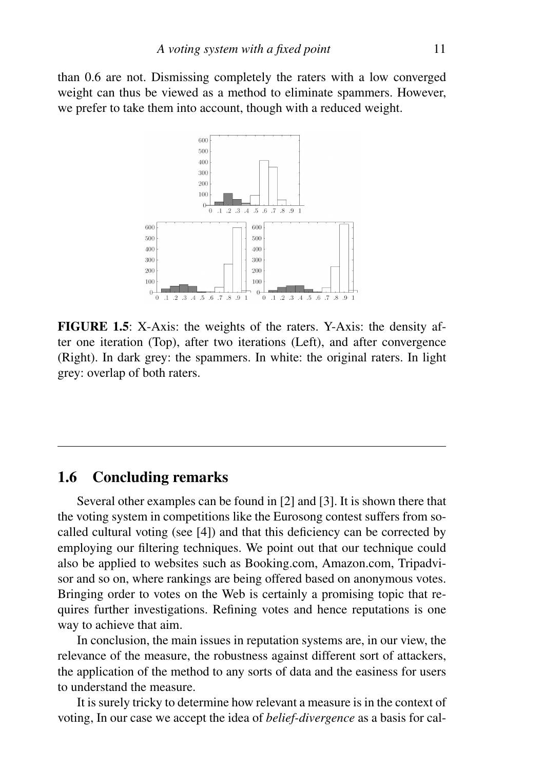than 0.6 are not. Dismissing completely the raters with a low converged weight can thus be viewed as a method to eliminate spammers. However, we prefer to take them into account, though with a reduced weight.

**FIGURE 1.5**: X-Axis: the weights of the raters. Y-Axis: the density after one iteration (Top), after two iterations (Left), and after convergence (Right). In dark grey: the spammers. In white: the original raters. In light grey: overlap of both raters.

## 1.6 Concluding remarks

Several other examples can be found in [2] and [3]. It is shown there that the voting system in competitions like the Eurosong contest suffers from so-called cultural voting (see [4]) and that this deficiency can be corrected by employing our filtering techniques. We point out that our technique could also be applied to websites such as Booking.com, Amazon.com, Tripadvisor and so on, where rankings are being offered based on anonymous votes. Bringing order to votes on the Web is certainly a promising topic that requires further investigations. Refining votes and hence reputations is one way to achieve that aim.

In conclusion, the main issues in reputation systems are, in our view, the relevance of the measure, the robustness against different sort of attackers, the application of the method to any sorts of data and the easiness for users to understand the measure.

It is surely tricky to determine how relevant a measure is in the context of voting, In our case we accept the idea of *belief-divergence* as a basis for cal-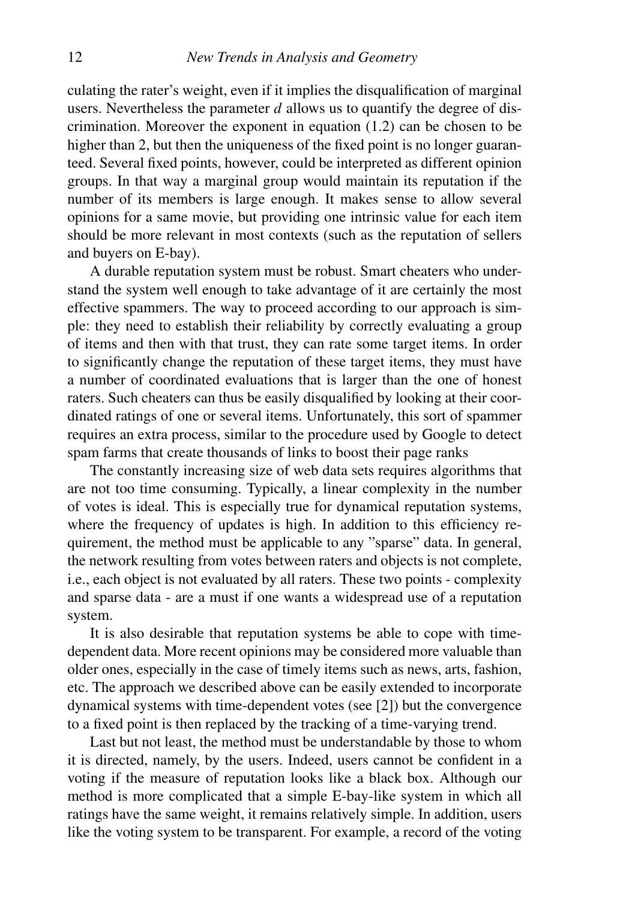culating the rater's weight, even if it implies the disqualification of marginal users. Nevertheless the parameter $d$ allows us to quantify the degree of discrimination. Moreover the exponent in equation (1.2) can be chosen to be higher than 2, but then the uniqueness of the fixed point is no longer guaranteed. Several fixed points, however, could be interpreted as different opinion groups. In that way a marginal group would maintain its reputation if the number of its members is large enough. It makes sense to allow several opinions for a same movie, but providing one intrinsic value for each item should be more relevant in most contexts (such as the reputation of sellers and buyers on E-bay).

A durable reputation system must be robust. Smart cheaters who understand the system well enough to take advantage of it are certainly the most effective spammers. The way to proceed according to our approach is simple: they need to establish their reliability by correctly evaluating a group of items and then with that trust, they can rate some target items. In order to significantly change the reputation of these target items, they must have a number of coordinated evaluations that is larger than the one of honest raters. Such cheaters can thus be easily disqualified by looking at their coordinated ratings of one or several items. Unfortunately, this sort of spammer requires an extra process, similar to the procedure used by Google to detect spam farms that create thousands of links to boost their page ranks

The constantly increasing size of web data sets requires algorithms that are not too time consuming. Typically, a linear complexity in the number of votes is ideal. This is especially true for dynamical reputation systems, where the frequency of updates is high. In addition to this efficiency requirement, the method must be applicable to any "sparse" data. In general, the network resulting from votes between raters and objects is not complete, i.e., each object is not evaluated by all raters. These two points - complexity and sparse data - are a must if one wants a widespread use of a reputation system.

It is also desirable that reputation systems be able to cope with time-dependent data. More recent opinions may be considered more valuable than older ones, especially in the case of timely items such as news, arts, fashion, etc. The approach we described above can be easily extended to incorporate dynamical systems with time-dependent votes (see [2]) but the convergence to a fixed point is then replaced by the tracking of a time-varying trend.

Last but not least, the method must be understandable by those to whom it is directed, namely, by the users. Indeed, users cannot be confident in a voting if the measure of reputation looks like a black box. Although our method is more complicated that a simple E-bay-like system in which all ratings have the same weight, it remains relatively simple. In addition, users like the voting system to be transparent. For example, a record of the voting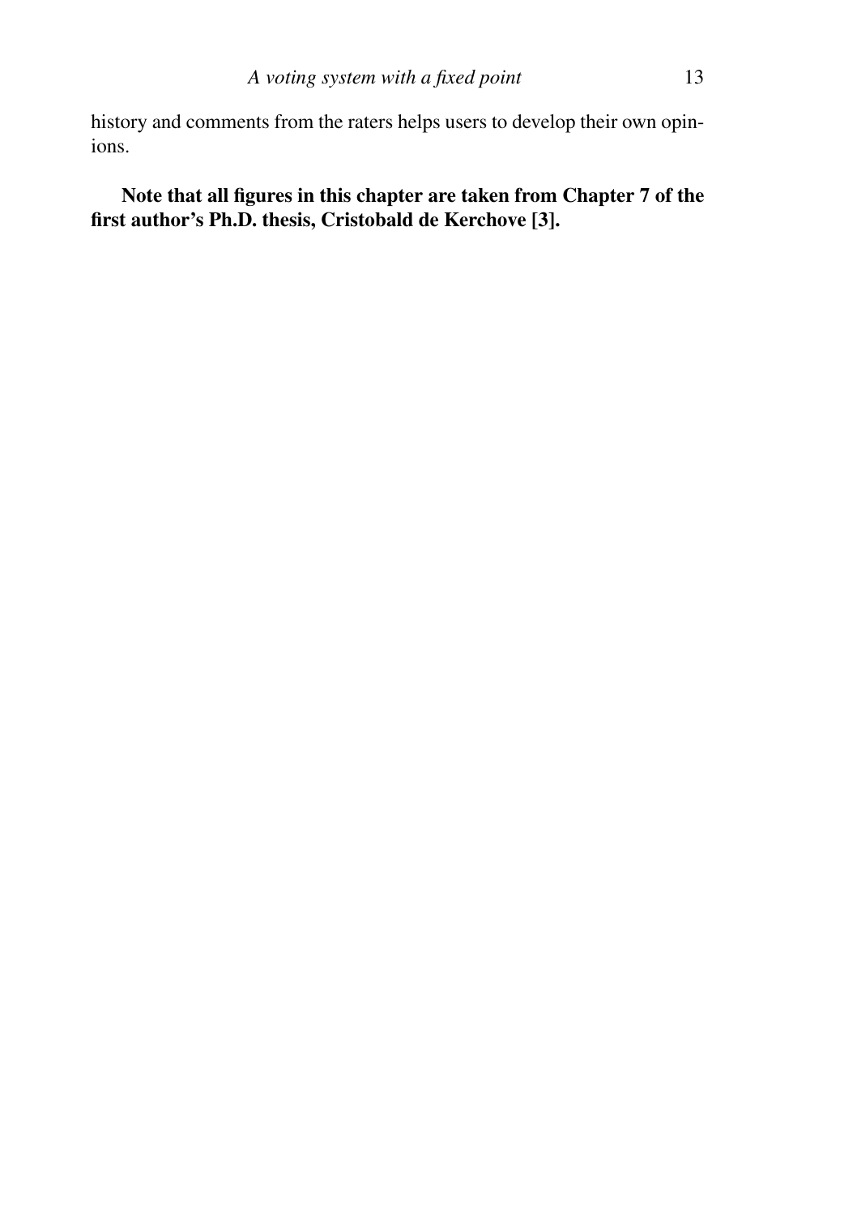history and comments from the raters helps users to develop their own opinions.

**Note that all figures in this chapter are taken from Chapter 7 of the first author's Ph.D. thesis, Cristobald de Kerchove [3].**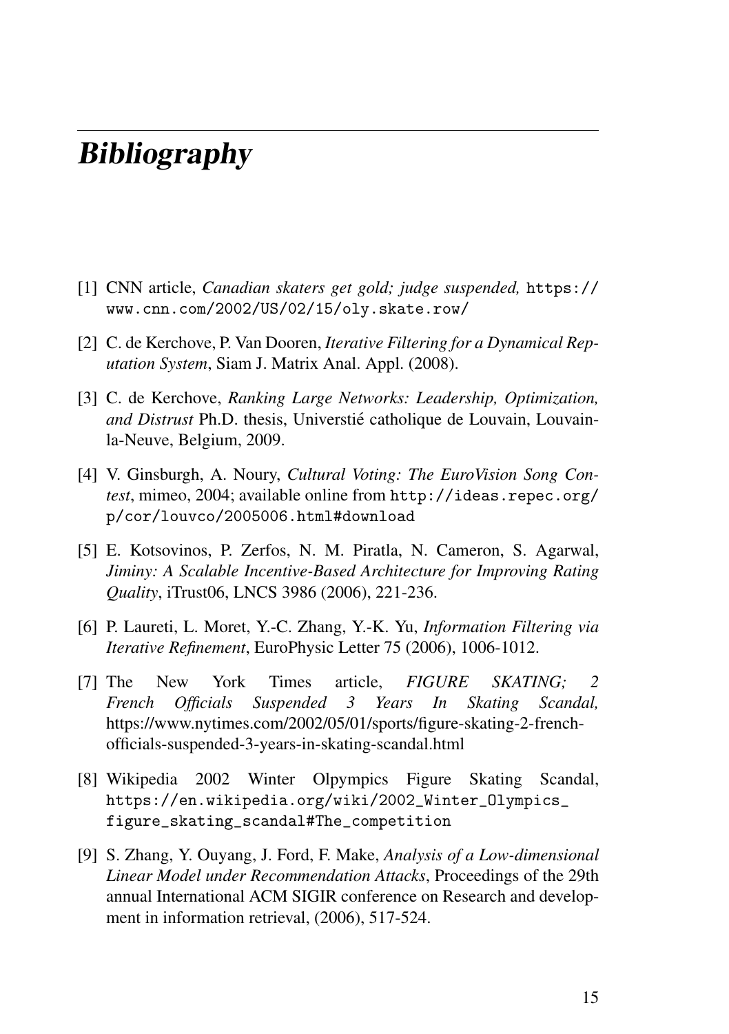# *Bibliography*

[1] CNN article, *Canadian skaters get gold; judge suspended,* https://www.cnn.com/2002/US/02/15/oly.skate.row/

[2] C. de Kerchove, P. Van Dooren, *Iterative Filtering for a Dynamical Reputation System*, Siam J. Matrix Anal. Appl. (2008).

[3] C. de Kerchove, *Ranking Large Networks: Leadership, Optimization, and Distrust* Ph.D. thesis, Universtié catholique de Louvain, Louvain-la-Neuve, Belgium, 2009.

[4] V. Ginsburgh, A. Noury, *Cultural Voting: The EuroVision Song Contest*, mimeo, 2004; available online from http://ideas.repec.org/p/cor/louvco/2005006.html#download

[5] E. Kotsovinos, P. Zerfos, N. M. Piratla, N. Cameron, S. Agarwal, *Jiminy: A Scalable Incentive-Based Architecture for Improving Rating Quality*, iTrust06, LNCS 3986 (2006), 221-236.

[6] P. Laureti, L. Moret, Y.-C. Zhang, Y.-K. Yu, *Information Filtering via Iterative Refinement*, EuroPhysic Letter 75 (2006), 1006-1012.

[7] The New York Times article, *FIGURE SKATING; 2 French Officials Suspended 3 Years In Skating Scandal,* https://www.nytimes.com/2002/05/01/sports/figure-skating-2-french-officials-suspended-3-years-in-skating-scandal.html

[8] Wikipedia 2002 Winter Olpympics Figure Skating Scandal, https://en.wikipedia.org/wiki/2002_Winter_Olympics_figure_skating_scandal#The_competition

[9] S. Zhang, Y. Ouyang, J. Ford, F. Make, *Analysis of a Low-dimensional Linear Model under Recommendation Attacks*, Proceedings of the 29th annual International ACM SIGIR conference on Research and development in information retrieval, (2006), 517-524.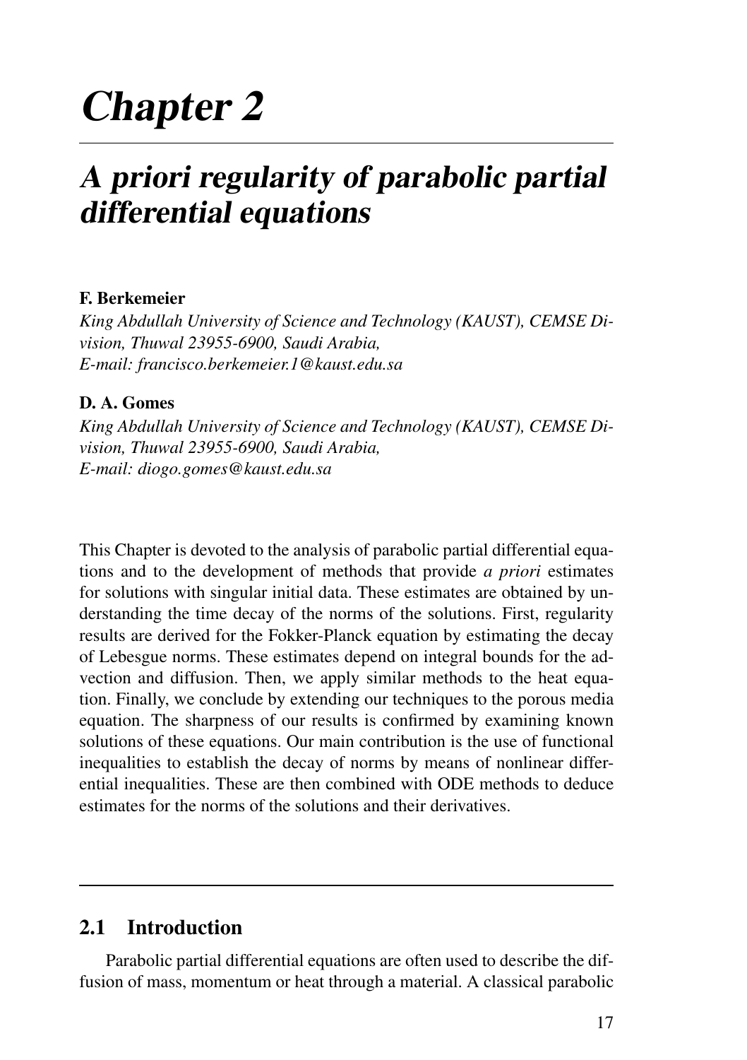# Chapter 2

## A priori regularity of parabolic partial differential equations

**F. Berkemeier**

*King Abdullah University of Science and Technology (KAUST), CEMSE Division, Thuwal 23955-6900, Saudi Arabia,*
*E-mail: francisco.berkemeier.1@kaust.edu.sa*

**D. A. Gomes**

*King Abdullah University of Science and Technology (KAUST), CEMSE Division, Thuwal 23955-6900, Saudi Arabia,*
*E-mail: diogo.gomes@kaust.edu.sa*

This Chapter is devoted to the analysis of parabolic partial differential equations and to the development of methods that provide *a priori* estimates for solutions with singular initial data. These estimates are obtained by understanding the time decay of the norms of the solutions. First, regularity results are derived for the Fokker-Planck equation by estimating the decay of Lebesgue norms. These estimates depend on integral bounds for the advection and diffusion. Then, we apply similar methods to the heat equation. Finally, we conclude by extending our techniques to the porous media equation. The sharpness of our results is confirmed by examining known solutions of these equations. Our main contribution is the use of functional inequalities to establish the decay of norms by means of nonlinear differential inequalities. These are then combined with ODE methods to deduce estimates for the norms of the solutions and their derivatives.

### 2.1 Introduction

Parabolic partial differential equations are often used to describe the diffusion of mass, momentum or heat through a material. A classical parabolic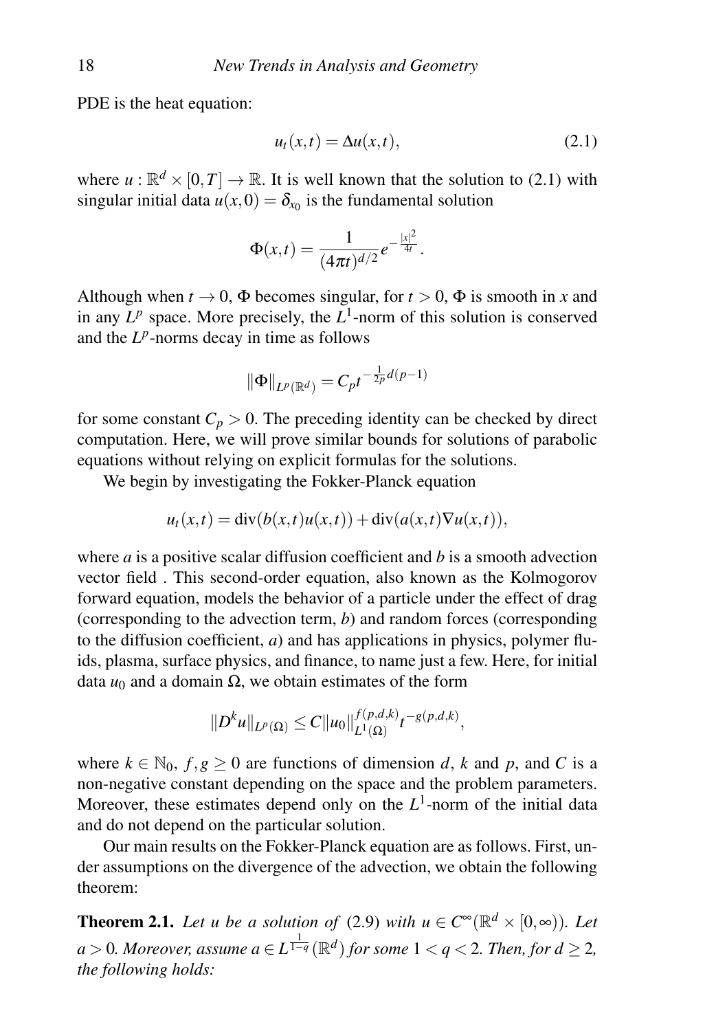PDE is the heat equation:

$$u_t(x,t) = \Delta u(x,t), \tag{2.1}$$

where $u : \mathbb{R}^d \times [0,T] \to \mathbb{R}$. It is well known that the solution to (2.1) with singular initial data $u(x,0) = \delta_{x_0}$ is the fundamental solution

$$\Phi(x,t) = \frac{1}{(4\pi t)^{d/2}} e^{-\frac{|x|^2}{4t}}.$$

Although when $t \to 0$, $\Phi$ becomes singular, for $t > 0$, $\Phi$ is smooth in $x$ and in any $L^p$ space. More precisely, the $L^1$-norm of this solution is conserved and the $L^p$-norms decay in time as follows

$$\|\Phi\|_{L^p(\mathbb{R}^d)} = C_p t^{-\frac{1}{2p}d(p-1)}$$

for some constant $C_p > 0$. The preceding identity can be checked by direct computation. Here, we will prove similar bounds for solutions of parabolic equations without relying on explicit formulas for the solutions.

We begin by investigating the Fokker-Planck equation

$$u_t(x,t) = \operatorname{div}(b(x,t)u(x,t)) + \operatorname{div}(a(x,t)\nabla u(x,t)),$$

where $a$ is a positive scalar diffusion coefficient and $b$ is a smooth advection vector field . This second-order equation, also known as the Kolmogorov forward equation, models the behavior of a particle under the effect of drag (corresponding to the advection term, $b$) and random forces (corresponding to the diffusion coefficient, $a$) and has applications in physics, polymer fluids, plasma, surface physics, and finance, to name just a few. Here, for initial data $u_0$ and a domain $\Omega$, we obtain estimates of the form

$$\|D^k u\|_{L^p(\Omega)} \le C\|u_0\|_{L^1(\Omega)}^{f(p,d,k)} t^{-g(p,d,k)},$$

where $k \in \mathbb{N}_0$, $f,g \ge 0$ are functions of dimension $d$, $k$ and $p$, and $C$ is a non-negative constant depending on the space and the problem parameters. Moreover, these estimates depend only on the $L^1$-norm of the initial data and do not depend on the particular solution.

Our main results on the Fokker-Planck equation are as follows. First, under assumptions on the divergence of the advection, we obtain the following theorem:

**Theorem 2.1.** *Let $u$ be a solution of* (2.9) *with $u \in C^\infty(\mathbb{R}^d \times [0,\infty))$. Let $a > 0$. Moreover, assume $a \in L^{\frac{1}{1-q}}(\mathbb{R}^d)$ for some $1 < q < 2$. Then, for $d \ge 2$, the following holds:*